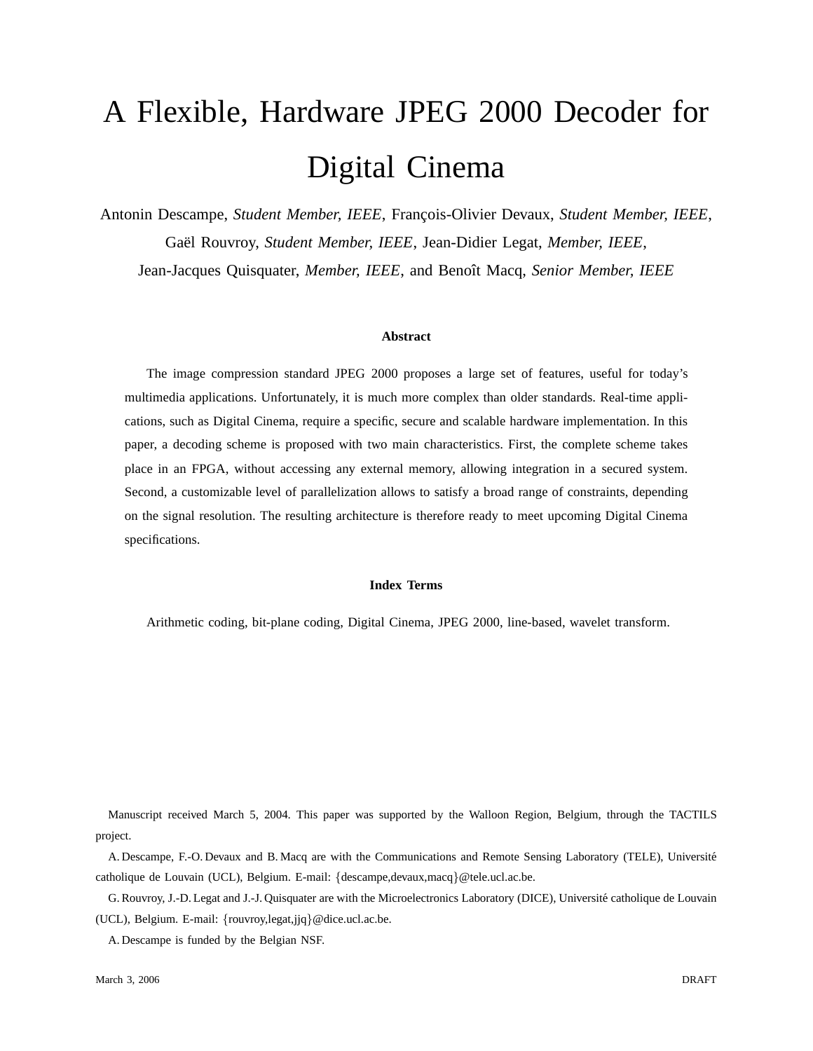# A Flexible, Hardware JPEG 2000 Decoder for Digital Cinema

Antonin Descampe, *Student Member, IEEE*, François-Olivier Devaux, *Student Member, IEEE*, Gaël Rouvroy, *Student Member, IEEE*, Jean-Didier Legat, *Member, IEEE*, Jean-Jacques Quisquater, *Member, IEEE*, and Benoît Macq, *Senior Member, IEEE*

## Abstract

The image compression standard JPEG 2000 proposes a large set of features, useful for today's multimedia applications. Unfortunately, it is much more complex than older standards. Real-time applications, such as Digital Cinema, require a specific, secure and scalable hardware implementation. In this paper, a decoding scheme is proposed with two main characteristics. First, the complete scheme takes place in an FPGA, without accessing any external memory, allowing integration in a secured system. Second, a customizable level of parallelization allows to satisfy a broad range of constraints, depending on the signal resolution. The resulting architecture is therefore ready to meet upcoming Digital Cinema specifications.

## Index Terms

Arithmetic coding, bit-plane coding, Digital Cinema, JPEG 2000, line-based, wavelet transform.

Manuscript received March 5, 2004. This paper was supported by the Walloon Region, Belgium, through the TACTILS project.

A. Descampe, F.-O. Devaux and B. Macq are with the Communications and Remote Sensing Laboratory (TELE), Université catholique de Louvain (UCL), Belgium. E-mail: {descampe,devaux,macq}@tele.ucl.ac.be.

G. Rouvroy, J.-D. Legat and J.-J. Quisquater are with the Microelectronics Laboratory (DICE), Université catholique de Louvain (UCL), Belgium. E-mail: {rouvroy,legat,jjq}@dice.ucl.ac.be.

A. Descampe is funded by the Belgian NSF.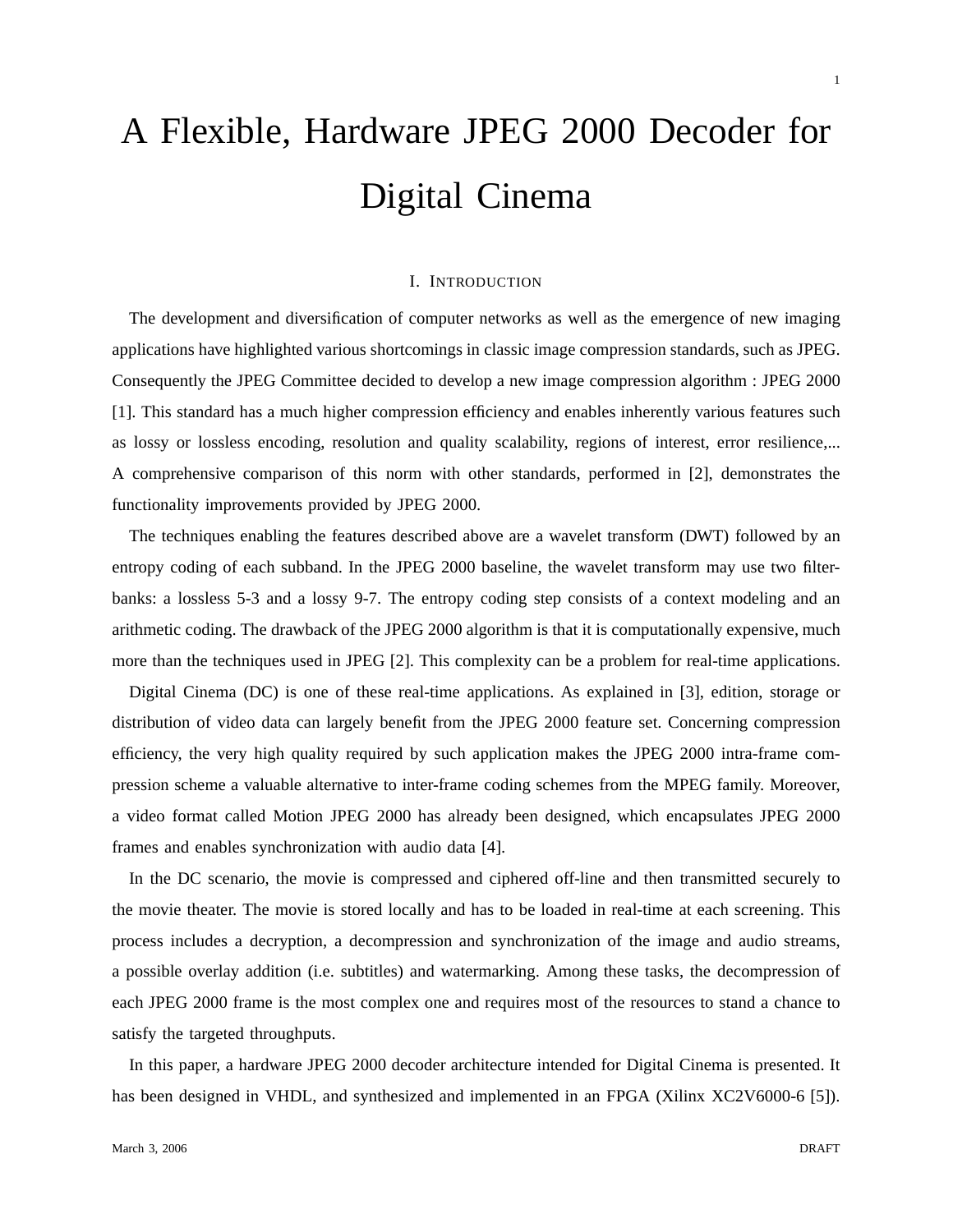# A Flexible, Hardware JPEG 2000 Decoder for Digital Cinema

## I. Introduction

The development and diversification of computer networks as well as the emergence of new imaging applications have highlighted various shortcomings in classic image compression standards, such as JPEG. Consequently the JPEG Committee decided to develop a new image compression algorithm : JPEG 2000 [1]. This standard has a much higher compression efficiency and enables inherently various features such as lossy or lossless encoding, resolution and quality scalability, regions of interest, error resilience,... A comprehensive comparison of this norm with other standards, performed in [2], demonstrates the functionality improvements provided by JPEG 2000.

The techniques enabling the features described above are a wavelet transform (DWT) followed by an entropy coding of each subband. In the JPEG 2000 baseline, the wavelet transform may use two filter-banks: a lossless 5-3 and a lossy 9-7. The entropy coding step consists of a context modeling and an arithmetic coding. The drawback of the JPEG 2000 algorithm is that it is computationally expensive, much more than the techniques used in JPEG [2]. This complexity can be a problem for real-time applications.

Digital Cinema (DC) is one of these real-time applications. As explained in [3], edition, storage or distribution of video data can largely benefit from the JPEG 2000 feature set. Concerning compression efficiency, the very high quality required by such application makes the JPEG 2000 intra-frame compression scheme a valuable alternative to inter-frame coding schemes from the MPEG family. Moreover, a video format called Motion JPEG 2000 has already been designed, which encapsulates JPEG 2000 frames and enables synchronization with audio data [4].

In the DC scenario, the movie is compressed and ciphered off-line and then transmitted securely to the movie theater. The movie is stored locally and has to be loaded in real-time at each screening. This process includes a decryption, a decompression and synchronization of the image and audio streams, a possible overlay addition (i.e. subtitles) and watermarking. Among these tasks, the decompression of each JPEG 2000 frame is the most complex one and requires most of the resources to stand a chance to satisfy the targeted throughputs.

In this paper, a hardware JPEG 2000 decoder architecture intended for Digital Cinema is presented. It has been designed in VHDL, and synthesized and implemented in an FPGA (Xilinx XC2V6000-6 [5]).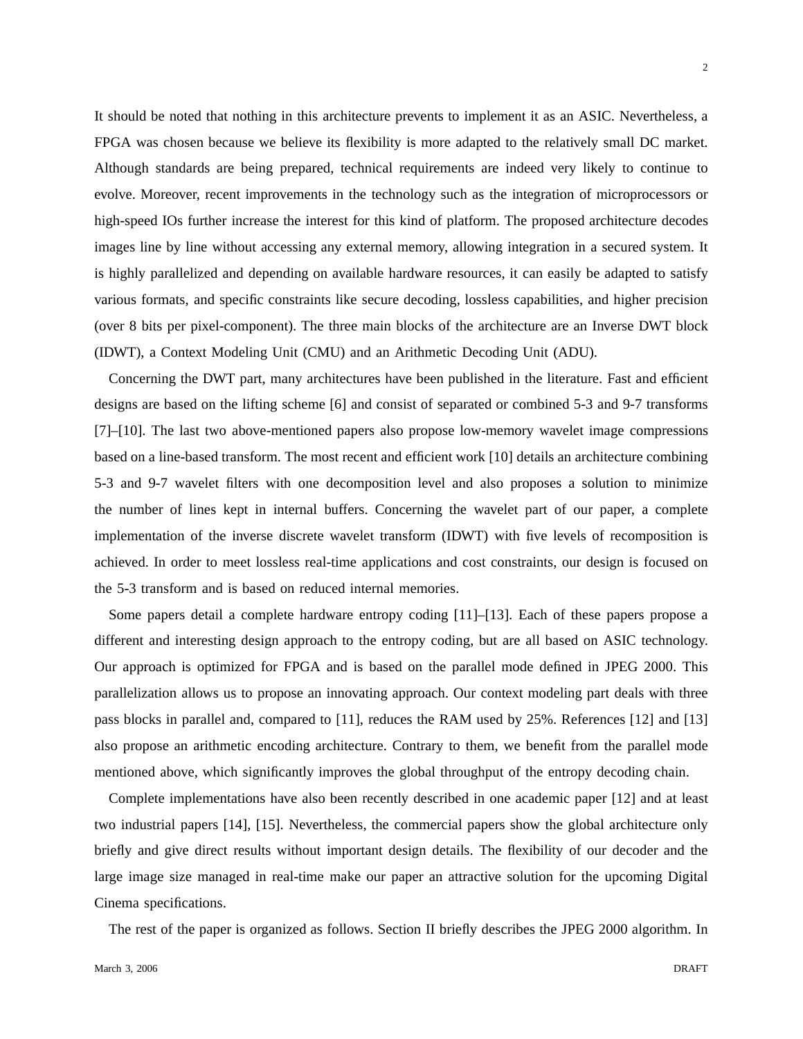It should be noted that nothing in this architecture prevents to implement it as an ASIC. Nevertheless, a FPGA was chosen because we believe its flexibility is more adapted to the relatively small DC market. Although standards are being prepared, technical requirements are indeed very likely to continue to evolve. Moreover, recent improvements in the technology such as the integration of microprocessors or high-speed IOs further increase the interest for this kind of platform. The proposed architecture decodes images line by line without accessing any external memory, allowing integration in a secured system. It is highly parallelized and depending on available hardware resources, it can easily be adapted to satisfy various formats, and specific constraints like secure decoding, lossless capabilities, and higher precision (over 8 bits per pixel-component). The three main blocks of the architecture are an Inverse DWT block (IDWT), a Context Modeling Unit (CMU) and an Arithmetic Decoding Unit (ADU).

Concerning the DWT part, many architectures have been published in the literature. Fast and efficient designs are based on the lifting scheme [6] and consist of separated or combined 5-3 and 9-7 transforms [7]–[10]. The last two above-mentioned papers also propose low-memory wavelet image compressions based on a line-based transform. The most recent and efficient work [10] details an architecture combining 5-3 and 9-7 wavelet filters with one decomposition level and also proposes a solution to minimize the number of lines kept in internal buffers. Concerning the wavelet part of our paper, a complete implementation of the inverse discrete wavelet transform (IDWT) with five levels of recomposition is achieved. In order to meet lossless real-time applications and cost constraints, our design is focused on the 5-3 transform and is based on reduced internal memories.

Some papers detail a complete hardware entropy coding [11]–[13]. Each of these papers propose a different and interesting design approach to the entropy coding, but are all based on ASIC technology. Our approach is optimized for FPGA and is based on the parallel mode defined in JPEG 2000. This parallelization allows us to propose an innovating approach. Our context modeling part deals with three pass blocks in parallel and, compared to [11], reduces the RAM used by 25%. References [12] and [13] also propose an arithmetic encoding architecture. Contrary to them, we benefit from the parallel mode mentioned above, which significantly improves the global throughput of the entropy decoding chain.

Complete implementations have also been recently described in one academic paper [12] and at least two industrial papers [14], [15]. Nevertheless, the commercial papers show the global architecture only briefly and give direct results without important design details. The flexibility of our decoder and the large image size managed in real-time make our paper an attractive solution for the upcoming Digital Cinema specifications.

The rest of the paper is organized as follows. Section II briefly describes the JPEG 2000 algorithm. In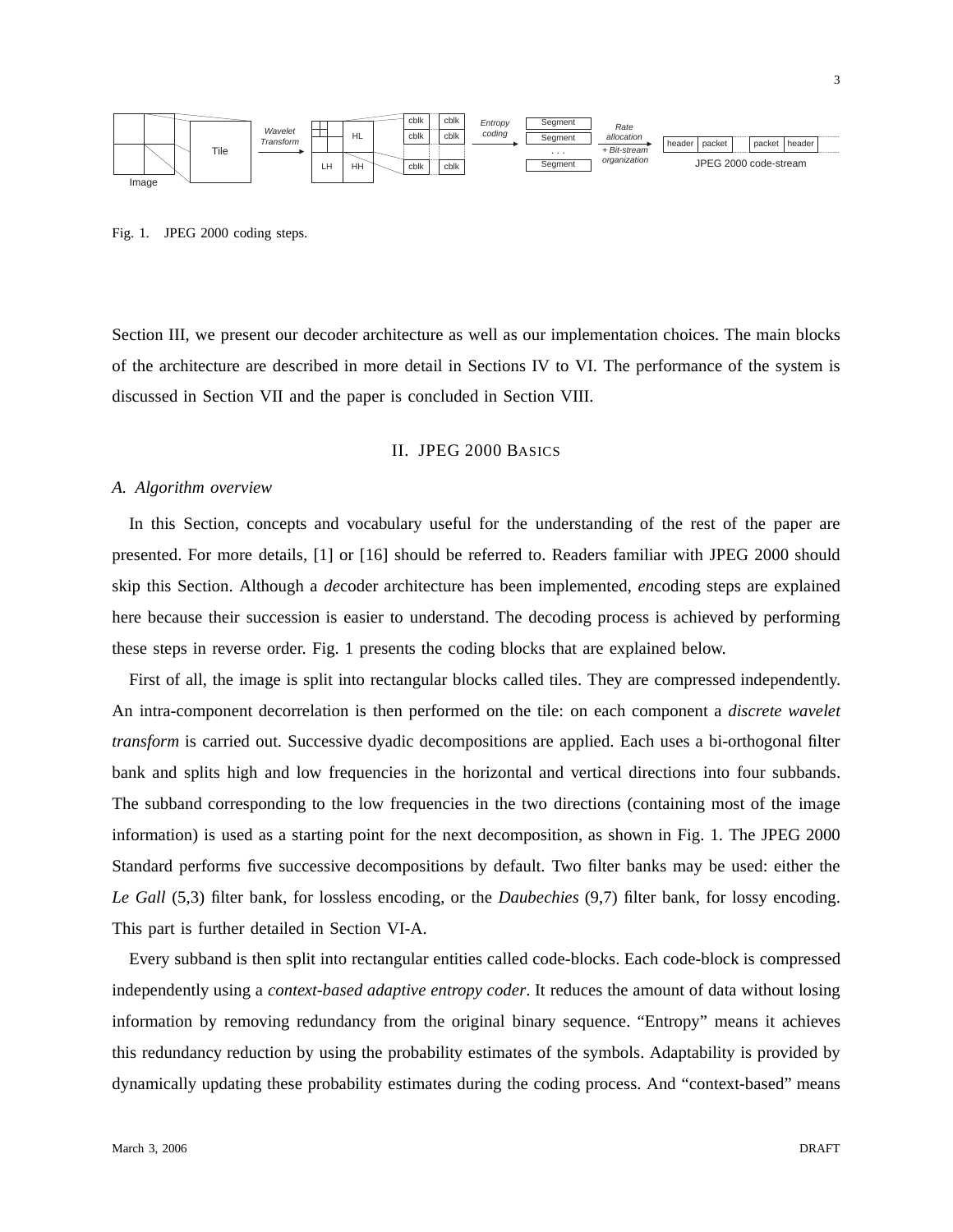Fig. 1. JPEG 2000 coding steps.

Section III, we present our decoder architecture as well as our implementation choices. The main blocks of the architecture are described in more detail in Sections IV to VI. The performance of the system is discussed in Section VII and the paper is concluded in Section VIII.

## II. JPEG 2000 Basics

### A. Algorithm overview

In this Section, concepts and vocabulary useful for the understanding of the rest of the paper are presented. For more details, [1] or [16] should be referred to. Readers familiar with JPEG 2000 should skip this Section. Although a *de*coder architecture has been implemented, *en*coding steps are explained here because their succession is easier to understand. The decoding process is achieved by performing these steps in reverse order. Fig. 1 presents the coding blocks that are explained below.

First of all, the image is split into rectangular blocks called tiles. They are compressed independently. An intra-component decorrelation is then performed on the tile: on each component a *discrete wavelet transform* is carried out. Successive dyadic decompositions are applied. Each uses a bi-orthogonal filter bank and splits high and low frequencies in the horizontal and vertical directions into four subbands. The subband corresponding to the low frequencies in the two directions (containing most of the image information) is used as a starting point for the next decomposition, as shown in Fig. 1. The JPEG 2000 Standard performs five successive decompositions by default. Two filter banks may be used: either the *Le Gall* (5,3) filter bank, for lossless encoding, or the *Daubechies* (9,7) filter bank, for lossy encoding. This part is further detailed in Section VI-A.

Every subband is then split into rectangular entities called code-blocks. Each code-block is compressed independently using a *context-based adaptive entropy coder*. It reduces the amount of data without losing information by removing redundancy from the original binary sequence. “Entropy” means it achieves this redundancy reduction by using the probability estimates of the symbols. Adaptability is provided by dynamically updating these probability estimates during the coding process. And “context-based” means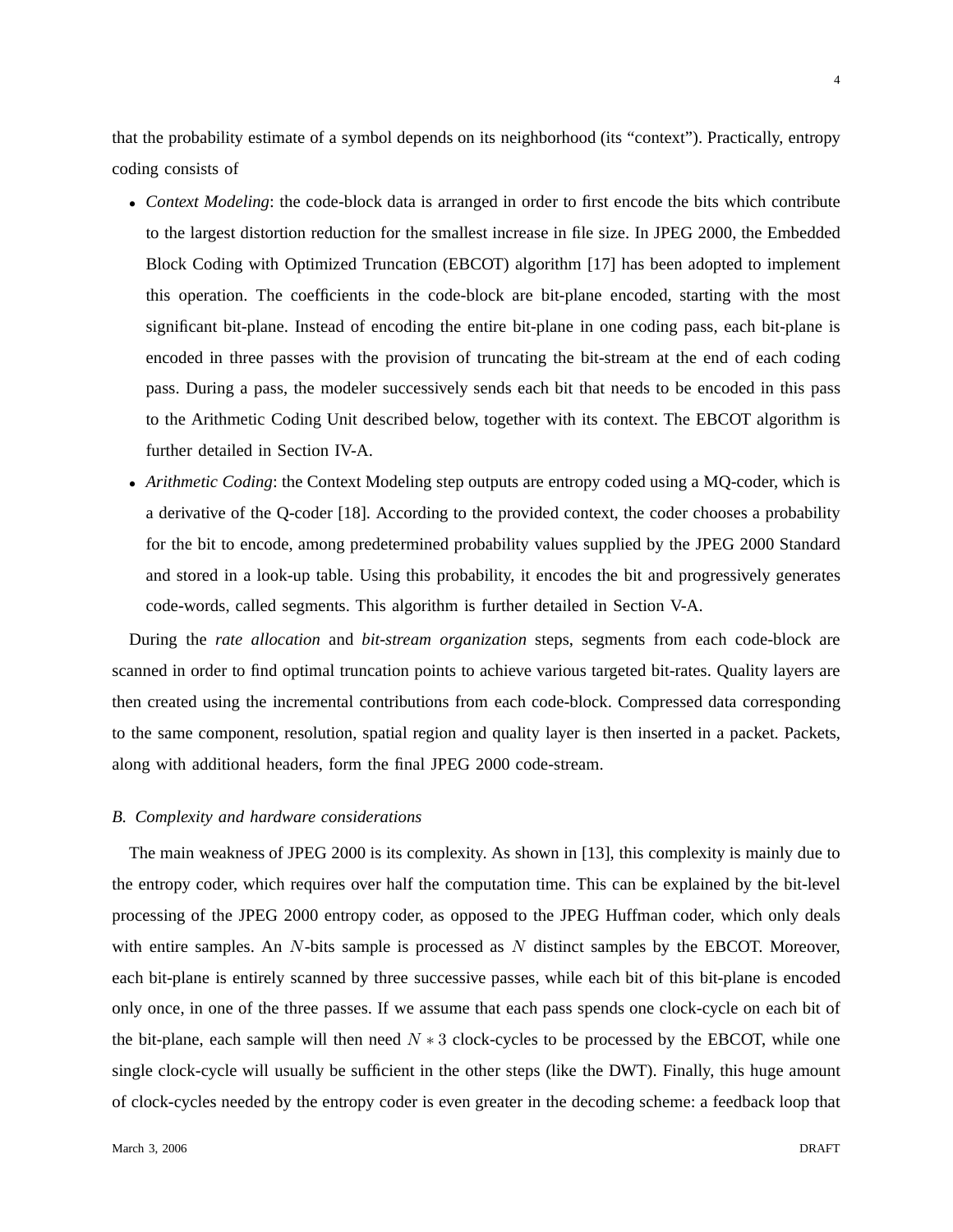that the probability estimate of a symbol depends on its neighborhood (its "context"). Practically, entropy coding consists of

- *Context Modeling*: the code-block data is arranged in order to first encode the bits which contribute to the largest distortion reduction for the smallest increase in file size. In JPEG 2000, the Embedded Block Coding with Optimized Truncation (EBCOT) algorithm [17] has been adopted to implement this operation. The coefficients in the code-block are bit-plane encoded, starting with the most significant bit-plane. Instead of encoding the entire bit-plane in one coding pass, each bit-plane is encoded in three passes with the provision of truncating the bit-stream at the end of each coding pass. During a pass, the modeler successively sends each bit that needs to be encoded in this pass to the Arithmetic Coding Unit described below, together with its context. The EBCOT algorithm is further detailed in Section IV-A.
- *Arithmetic Coding*: the Context Modeling step outputs are entropy coded using a MQ-coder, which is a derivative of the Q-coder [18]. According to the provided context, the coder chooses a probability for the bit to encode, among predetermined probability values supplied by the JPEG 2000 Standard and stored in a look-up table. Using this probability, it encodes the bit and progressively generates code-words, called segments. This algorithm is further detailed in Section V-A.

During the *rate allocation* and *bit-stream organization* steps, segments from each code-block are scanned in order to find optimal truncation points to achieve various targeted bit-rates. Quality layers are then created using the incremental contributions from each code-block. Compressed data corresponding to the same component, resolution, spatial region and quality layer is then inserted in a packet. Packets, along with additional headers, form the final JPEG 2000 code-stream.

### *B. Complexity and hardware considerations*

The main weakness of JPEG 2000 is its complexity. As shown in [13], this complexity is mainly due to the entropy coder, which requires over half the computation time. This can be explained by the bit-level processing of the JPEG 2000 entropy coder, as opposed to the JPEG Huffman coder, which only deals with entire samples. An $N$-bits sample is processed as $N$ distinct samples by the EBCOT. Moreover, each bit-plane is entirely scanned by three successive passes, while each bit of this bit-plane is encoded only once, in one of the three passes. If we assume that each pass spends one clock-cycle on each bit of the bit-plane, each sample will then need $N * 3$ clock-cycles to be processed by the EBCOT, while one single clock-cycle will usually be sufficient in the other steps (like the DWT). Finally, this huge amount of clock-cycles needed by the entropy coder is even greater in the decoding scheme: a feedback loop that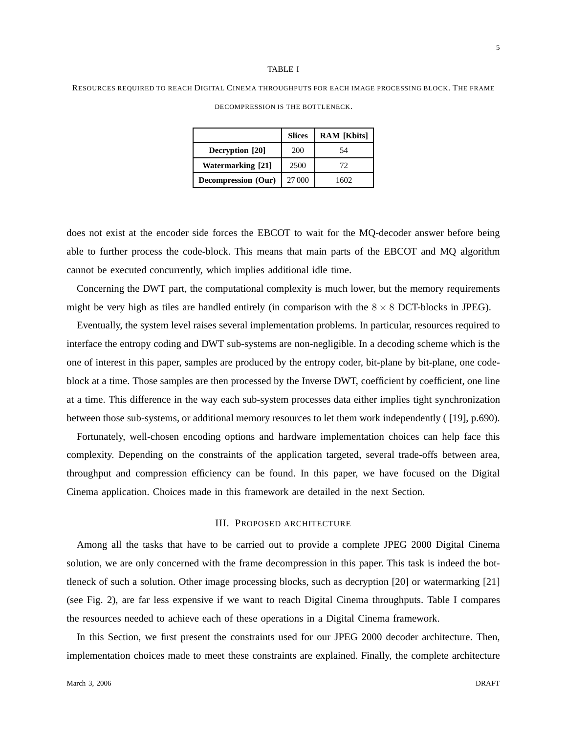TABLE I

RESOURCES REQUIRED TO REACH DIGITAL CINEMA THROUGHPUTS FOR EACH IMAGE PROCESSING BLOCK. THE FRAME DECOMPRESSION IS THE BOTTLENECK.

| | **Slices** | **RAM [Kbits]** |
|---|---|---|
| **Decryption [20]** | 200 | 54 |
| **Watermarking [21]** | 2500 | 72 |
| **Decompression (Our)** | 27 000 | 1602 |

does not exist at the encoder side forces the EBCOT to wait for the MQ-decoder answer before being able to further process the code-block. This means that main parts of the EBCOT and MQ algorithm cannot be executed concurrently, which implies additional idle time.

Concerning the DWT part, the computational complexity is much lower, but the memory requirements might be very high as tiles are handled entirely (in comparison with the $8 \times 8$ DCT-blocks in JPEG).

Eventually, the system level raises several implementation problems. In particular, resources required to interface the entropy coding and DWT sub-systems are non-negligible. In a decoding scheme which is the one of interest in this paper, samples are produced by the entropy coder, bit-plane by bit-plane, one code-block at a time. Those samples are then processed by the Inverse DWT, coefficient by coefficient, one line at a time. This difference in the way each sub-system processes data either implies tight synchronization between those sub-systems, or additional memory resources to let them work independently ( [19], p.690).

Fortunately, well-chosen encoding options and hardware implementation choices can help face this complexity. Depending on the constraints of the application targeted, several trade-offs between area, throughput and compression efficiency can be found. In this paper, we have focused on the Digital Cinema application. Choices made in this framework are detailed in the next Section.

## III. PROPOSED ARCHITECTURE

Among all the tasks that have to be carried out to provide a complete JPEG 2000 Digital Cinema solution, we are only concerned with the frame decompression in this paper. This task is indeed the bottleneck of such a solution. Other image processing blocks, such as decryption [20] or watermarking [21] (see Fig. 2), are far less expensive if we want to reach Digital Cinema throughputs. Table I compares the resources needed to achieve each of these operations in a Digital Cinema framework.

In this Section, we first present the constraints used for our JPEG 2000 decoder architecture. Then, implementation choices made to meet these constraints are explained. Finally, the complete architecture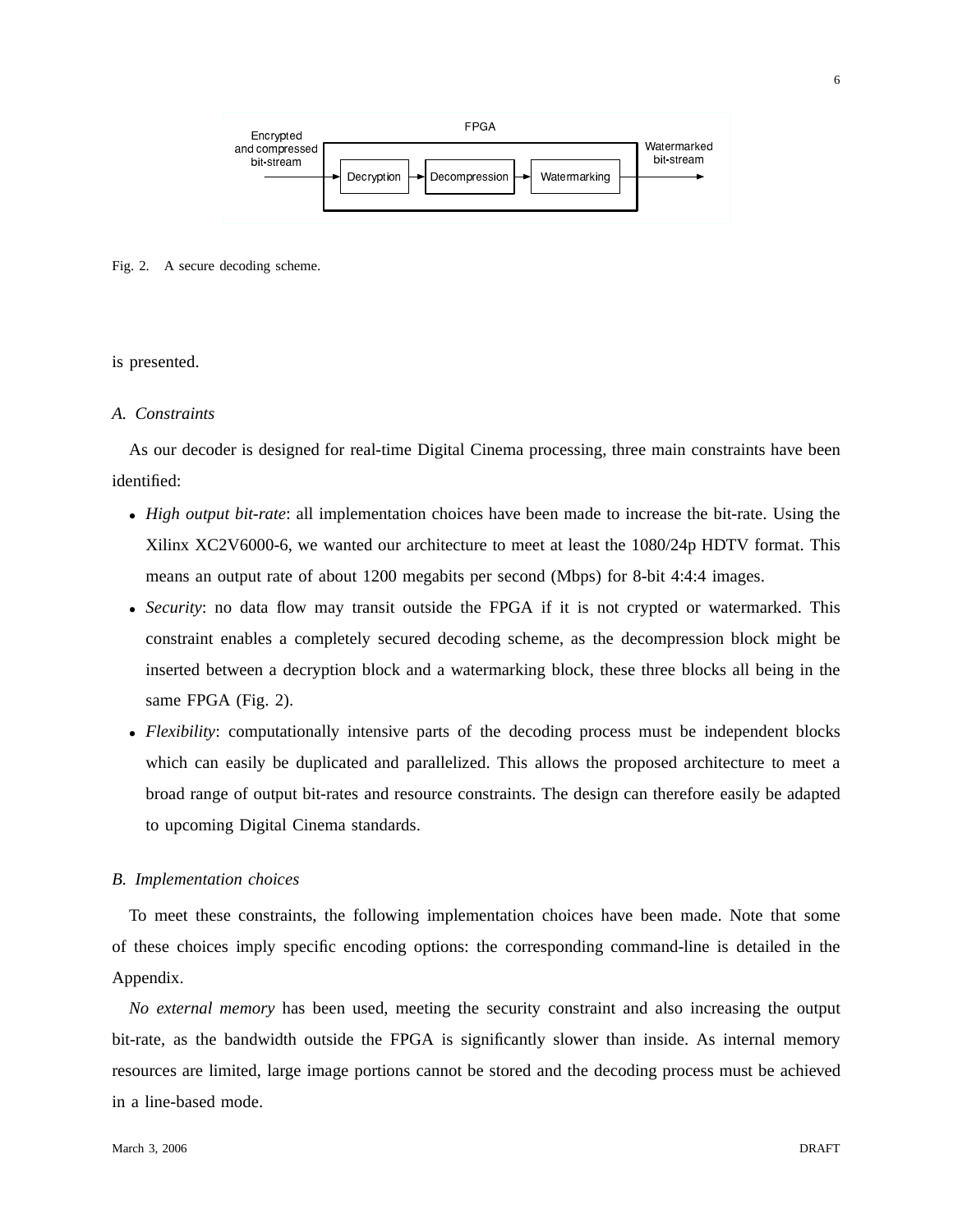Fig. 2. A secure decoding scheme.

is presented.

### A. Constraints

As our decoder is designed for real-time Digital Cinema processing, three main constraints have been identified:

- *High output bit-rate*: all implementation choices have been made to increase the bit-rate. Using the Xilinx XC2V6000-6, we wanted our architecture to meet at least the 1080/24p HDTV format. This means an output rate of about 1200 megabits per second (Mbps) for 8-bit 4:4:4 images.
- *Security*: no data flow may transit outside the FPGA if it is not crypted or watermarked. This constraint enables a completely secured decoding scheme, as the decompression block might be inserted between a decryption block and a watermarking block, these three blocks all being in the same FPGA (Fig. 2).
- *Flexibility*: computationally intensive parts of the decoding process must be independent blocks which can easily be duplicated and parallelized. This allows the proposed architecture to meet a broad range of output bit-rates and resource constraints. The design can therefore easily be adapted to upcoming Digital Cinema standards.

### B. Implementation choices

To meet these constraints, the following implementation choices have been made. Note that some of these choices imply specific encoding options: the corresponding command-line is detailed in the Appendix.

*No external memory* has been used, meeting the security constraint and also increasing the output bit-rate, as the bandwidth outside the FPGA is significantly slower than inside. As internal memory resources are limited, large image portions cannot be stored and the decoding process must be achieved in a line-based mode.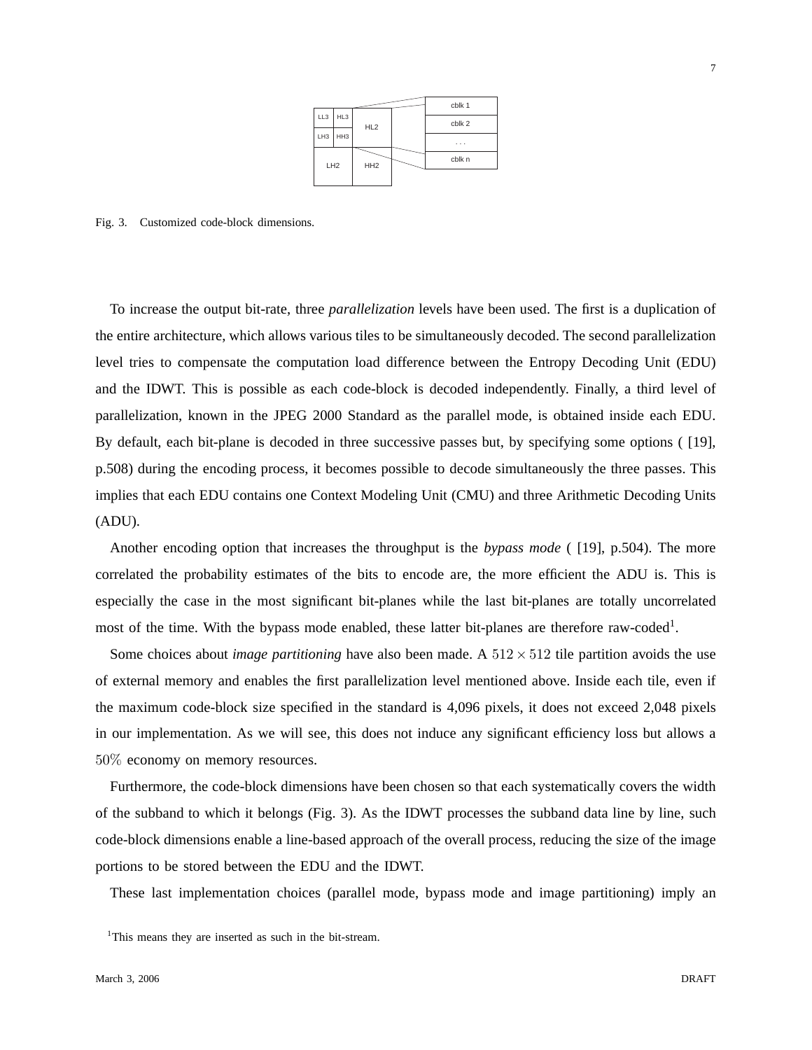Fig. 3. Customized code-block dimensions.

To increase the output bit-rate, three *parallelization* levels have been used. The first is a duplication of the entire architecture, which allows various tiles to be simultaneously decoded. The second parallelization level tries to compensate the computation load difference between the Entropy Decoding Unit (EDU) and the IDWT. This is possible as each code-block is decoded independently. Finally, a third level of parallelization, known in the JPEG 2000 Standard as the parallel mode, is obtained inside each EDU. By default, each bit-plane is decoded in three successive passes but, by specifying some options ( [19], p.508) during the encoding process, it becomes possible to decode simultaneously the three passes. This implies that each EDU contains one Context Modeling Unit (CMU) and three Arithmetic Decoding Units (ADU).

Another encoding option that increases the throughput is the *bypass mode* ( [19], p.504). The more correlated the probability estimates of the bits to encode are, the more efficient the ADU is. This is especially the case in the most significant bit-planes while the last bit-planes are totally uncorrelated most of the time. With the bypass mode enabled, these latter bit-planes are therefore raw-coded[1].

Some choices about *image partitioning* have also been made. A $512 \times 512$ tile partition avoids the use of external memory and enables the first parallelization level mentioned above. Inside each tile, even if the maximum code-block size specified in the standard is 4,096 pixels, it does not exceed 2,048 pixels in our implementation. As we will see, this does not induce any significant efficiency loss but allows a $50\%$ economy on memory resources.

Furthermore, the code-block dimensions have been chosen so that each systematically covers the width of the subband to which it belongs (Fig. 3). As the IDWT processes the subband data line by line, such code-block dimensions enable a line-based approach of the overall process, reducing the size of the image portions to be stored between the EDU and the IDWT.

These last implementation choices (parallel mode, bypass mode and image partitioning) imply an

[1]This means they are inserted as such in the bit-stream.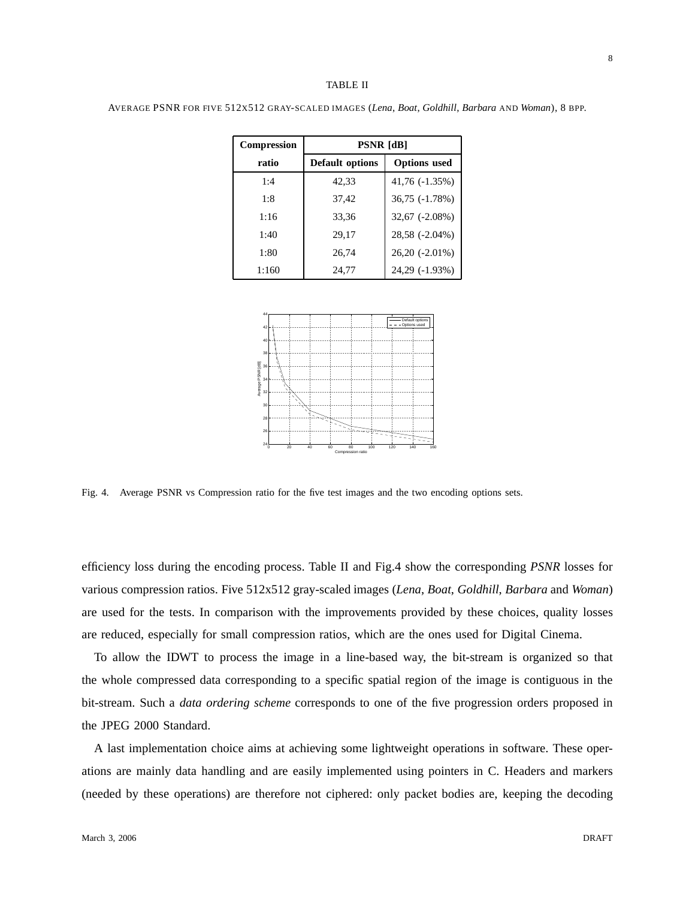TABLE II

AVERAGE PSNR FOR FIVE 512X512 GRAY-SCALED IMAGES (*Lena*, *Boat*, *Goldhill*, *Barbara* AND *Woman*), 8 BPP.

| **Compression ratio** | **PSNR [dB]** | |
|---|---|---|
| | **Default options** | **Options used** |
| 1:4 | 42,33 | 41,76 (-1.35%) |
| 1:8 | 37,42 | 36,75 (-1.78%) |
| 1:16 | 33,36 | 32,67 (-2.08%) |
| 1:40 | 29,17 | 28,58 (-2.04%) |
| 1:80 | 26,74 | 26,20 (-2.01%) |
| 1:160 | 24,77 | 24,29 (-1.93%) |

Fig. 4. Average PSNR vs Compression ratio for the five test images and the two encoding options sets.

efficiency loss during the encoding process. Table II and Fig.4 show the corresponding *PSNR* losses for various compression ratios. Five 512x512 gray-scaled images (*Lena*, *Boat*, *Goldhill*, *Barbara* and *Woman*) are used for the tests. In comparison with the improvements provided by these choices, quality losses are reduced, especially for small compression ratios, which are the ones used for Digital Cinema.

To allow the IDWT to process the image in a line-based way, the bit-stream is organized so that the whole compressed data corresponding to a specific spatial region of the image is contiguous in the bit-stream. Such a *data ordering scheme* corresponds to one of the five progression orders proposed in the JPEG 2000 Standard.

A last implementation choice aims at achieving some lightweight operations in software. These operations are mainly data handling and are easily implemented using pointers in C. Headers and markers (needed by these operations) are therefore not ciphered: only packet bodies are, keeping the decoding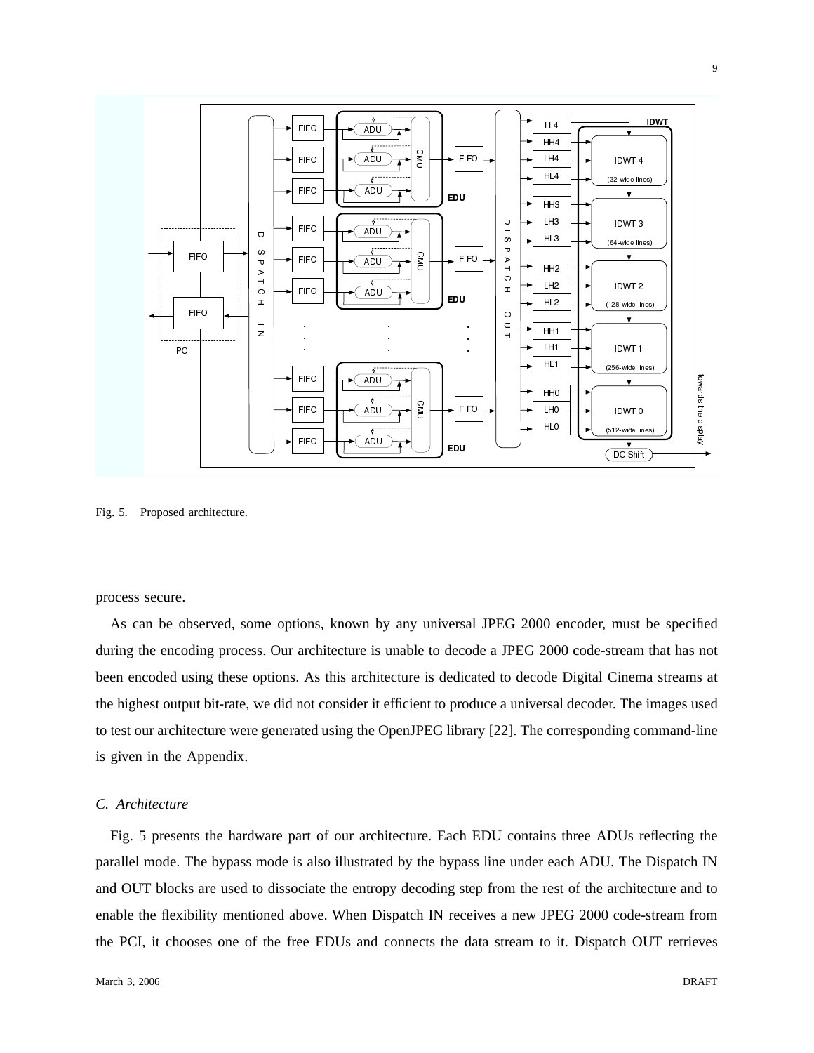Fig. 5. Proposed architecture.

process secure.

As can be observed, some options, known by any universal JPEG 2000 encoder, must be specified during the encoding process. Our architecture is unable to decode a JPEG 2000 code-stream that has not been encoded using these options. As this architecture is dedicated to decode Digital Cinema streams at the highest output bit-rate, we did not consider it efficient to produce a universal decoder. The images used to test our architecture were generated using the OpenJPEG library [22]. The corresponding command-line is given in the Appendix.

### *C. Architecture*

Fig. 5 presents the hardware part of our architecture. Each EDU contains three ADUs reflecting the parallel mode. The bypass mode is also illustrated by the bypass line under each ADU. The Dispatch IN and OUT blocks are used to dissociate the entropy decoding step from the rest of the architecture and to enable the flexibility mentioned above. When Dispatch IN receives a new JPEG 2000 code-stream from the PCI, it chooses one of the free EDUs and connects the data stream to it. Dispatch OUT retrieves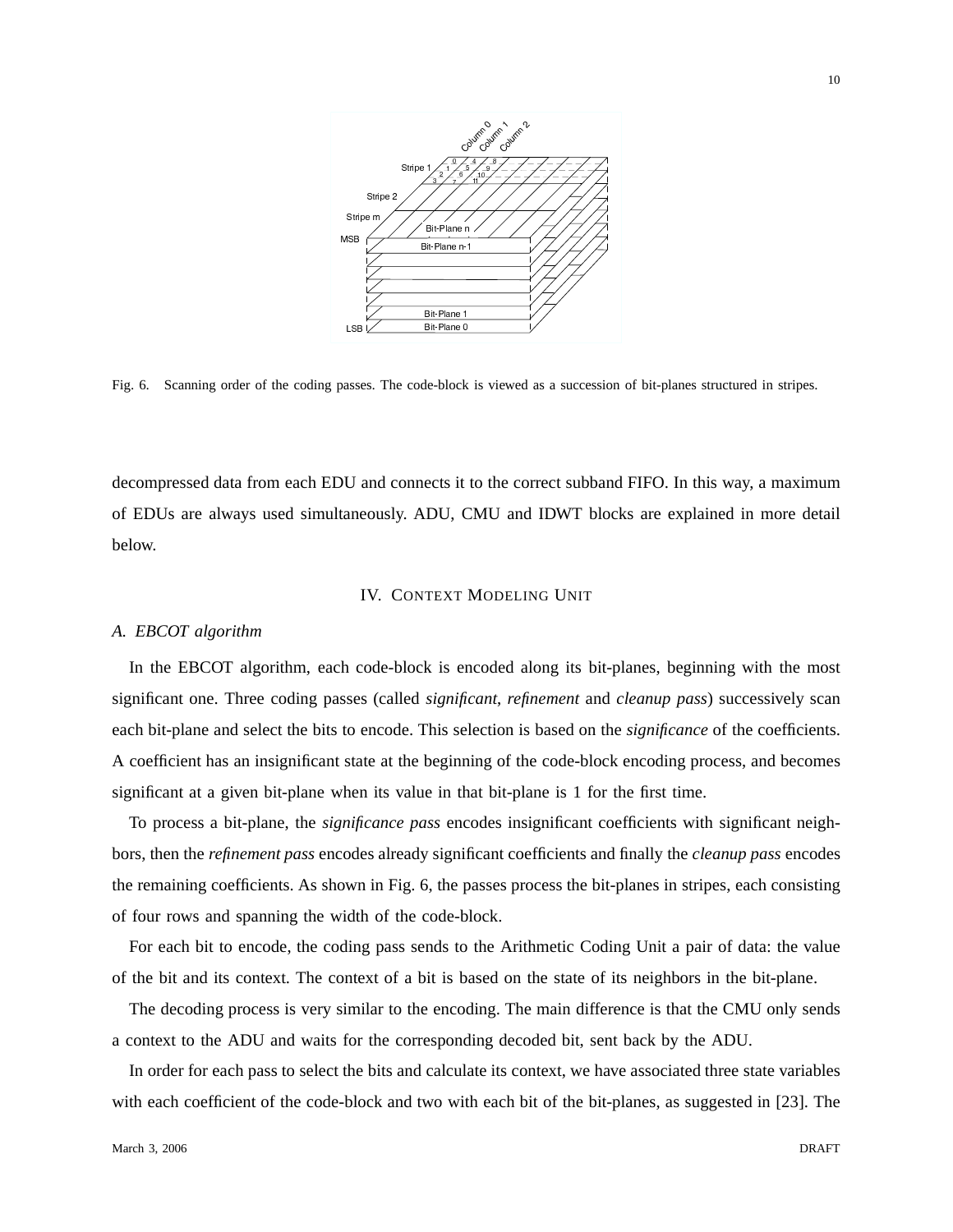Fig. 6. Scanning order of the coding passes. The code-block is viewed as a succession of bit-planes structured in stripes.

decompressed data from each EDU and connects it to the correct subband FIFO. In this way, a maximum of EDUs are always used simultaneously. ADU, CMU and IDWT blocks are explained in more detail below.

## IV. Context Modeling Unit

### A. EBCOT algorithm

In the EBCOT algorithm, each code-block is encoded along its bit-planes, beginning with the most significant one. Three coding passes (called *significant*, *refinement* and *cleanup pass*) successively scan each bit-plane and select the bits to encode. This selection is based on the *significance* of the coefficients. A coefficient has an insignificant state at the beginning of the code-block encoding process, and becomes significant at a given bit-plane when its value in that bit-plane is 1 for the first time.

To process a bit-plane, the *significance pass* encodes insignificant coefficients with significant neighbors, then the *refinement pass* encodes already significant coefficients and finally the *cleanup pass* encodes the remaining coefficients. As shown in Fig. 6, the passes process the bit-planes in stripes, each consisting of four rows and spanning the width of the code-block.

For each bit to encode, the coding pass sends to the Arithmetic Coding Unit a pair of data: the value of the bit and its context. The context of a bit is based on the state of its neighbors in the bit-plane.

The decoding process is very similar to the encoding. The main difference is that the CMU only sends a context to the ADU and waits for the corresponding decoded bit, sent back by the ADU.

In order for each pass to select the bits and calculate its context, we have associated three state variables with each coefficient of the code-block and two with each bit of the bit-planes, as suggested in [23]. The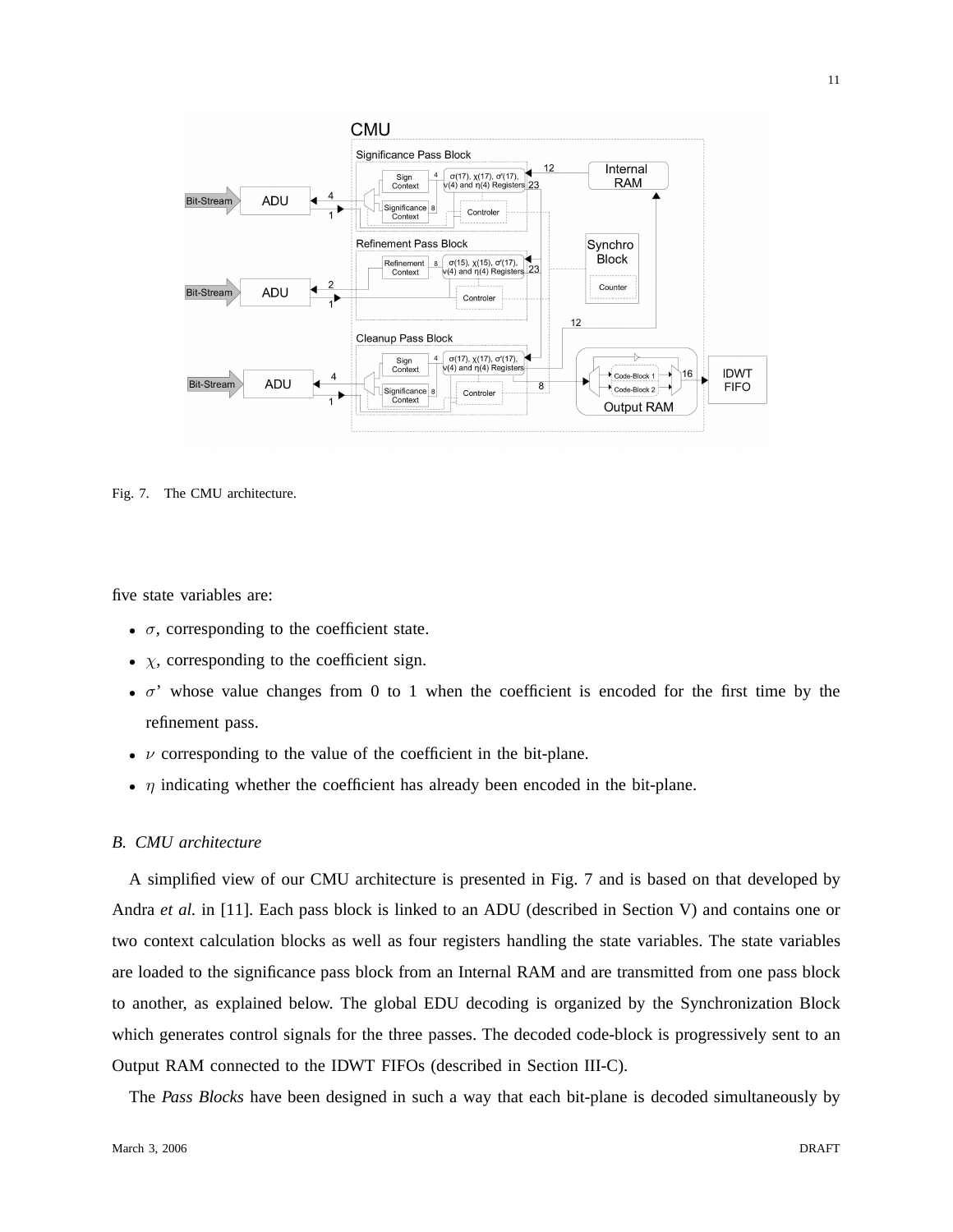Fig. 7. The CMU architecture.

five state variables are:

- $\sigma$, corresponding to the coefficient state.
- $\chi$, corresponding to the coefficient sign.
- $\sigma$' whose value changes from 0 to 1 when the coefficient is encoded for the first time by the refinement pass.
- $\nu$ corresponding to the value of the coefficient in the bit-plane.
- $\eta$ indicating whether the coefficient has already been encoded in the bit-plane.

### *B. CMU architecture*

A simplified view of our CMU architecture is presented in Fig. 7 and is based on that developed by Andra *et al.* in [11]. Each pass block is linked to an ADU (described in Section V) and contains one or two context calculation blocks as well as four registers handling the state variables. The state variables are loaded to the significance pass block from an Internal RAM and are transmitted from one pass block to another, as explained below. The global EDU decoding is organized by the Synchronization Block which generates control signals for the three passes. The decoded code-block is progressively sent to an Output RAM connected to the IDWT FIFOs (described in Section III-C).

The *Pass Blocks* have been designed in such a way that each bit-plane is decoded simultaneously by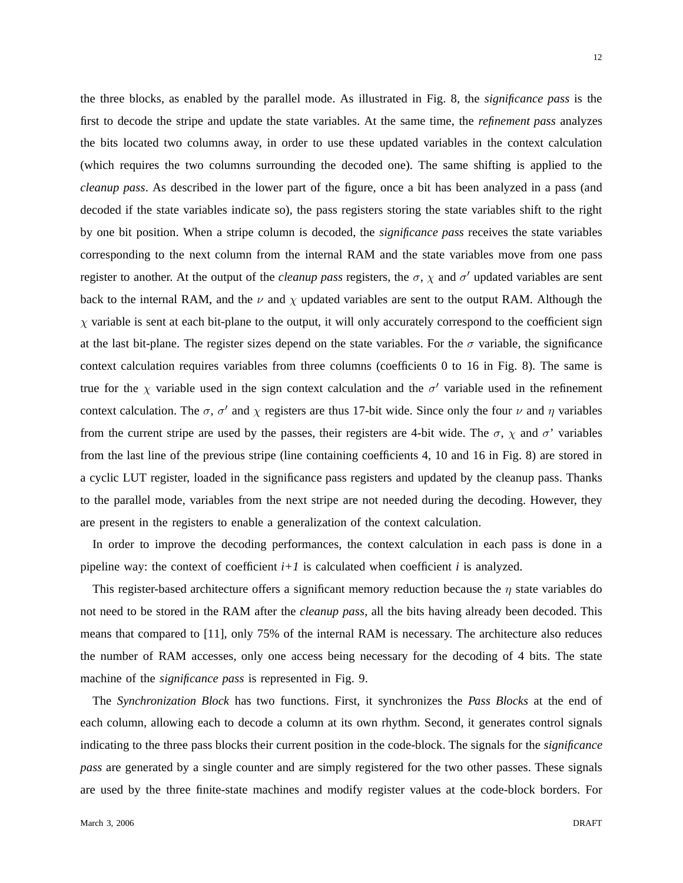the three blocks, as enabled by the parallel mode. As illustrated in Fig. 8, the *significance pass* is the first to decode the stripe and update the state variables. At the same time, the *refinement pass* analyzes the bits located two columns away, in order to use these updated variables in the context calculation (which requires the two columns surrounding the decoded one). The same shifting is applied to the *cleanup pass*. As described in the lower part of the figure, once a bit has been analyzed in a pass (and decoded if the state variables indicate so), the pass registers storing the state variables shift to the right by one bit position. When a stripe column is decoded, the *significance pass* receives the state variables corresponding to the next column from the internal RAM and the state variables move from one pass register to another. At the output of the *cleanup pass* registers, the $\sigma$, $\chi$ and $\sigma'$ updated variables are sent back to the internal RAM, and the $\nu$ and $\chi$ updated variables are sent to the output RAM. Although the $\chi$ variable is sent at each bit-plane to the output, it will only accurately correspond to the coefficient sign at the last bit-plane. The register sizes depend on the state variables. For the $\sigma$ variable, the significance context calculation requires variables from three columns (coefficients 0 to 16 in Fig. 8). The same is true for the $\chi$ variable used in the sign context calculation and the $\sigma'$ variable used in the refinement context calculation. The $\sigma$, $\sigma'$ and $\chi$ registers are thus 17-bit wide. Since only the four $\nu$ and $\eta$ variables from the current stripe are used by the passes, their registers are 4-bit wide. The $\sigma$, $\chi$ and $\sigma$' variables from the last line of the previous stripe (line containing coefficients 4, 10 and 16 in Fig. 8) are stored in a cyclic LUT register, loaded in the significance pass registers and updated by the cleanup pass. Thanks to the parallel mode, variables from the next stripe are not needed during the decoding. However, they are present in the registers to enable a generalization of the context calculation.

In order to improve the decoding performances, the context calculation in each pass is done in a pipeline way: the context of coefficient *i+1* is calculated when coefficient *i* is analyzed.

This register-based architecture offers a significant memory reduction because the $\eta$ state variables do not need to be stored in the RAM after the *cleanup pass*, all the bits having already been decoded. This means that compared to [11], only 75% of the internal RAM is necessary. The architecture also reduces the number of RAM accesses, only one access being necessary for the decoding of 4 bits. The state machine of the *significance pass* is represented in Fig. 9.

The *Synchronization Block* has two functions. First, it synchronizes the *Pass Blocks* at the end of each column, allowing each to decode a column at its own rhythm. Second, it generates control signals indicating to the three pass blocks their current position in the code-block. The signals for the *significance pass* are generated by a single counter and are simply registered for the two other passes. These signals are used by the three finite-state machines and modify register values at the code-block borders. For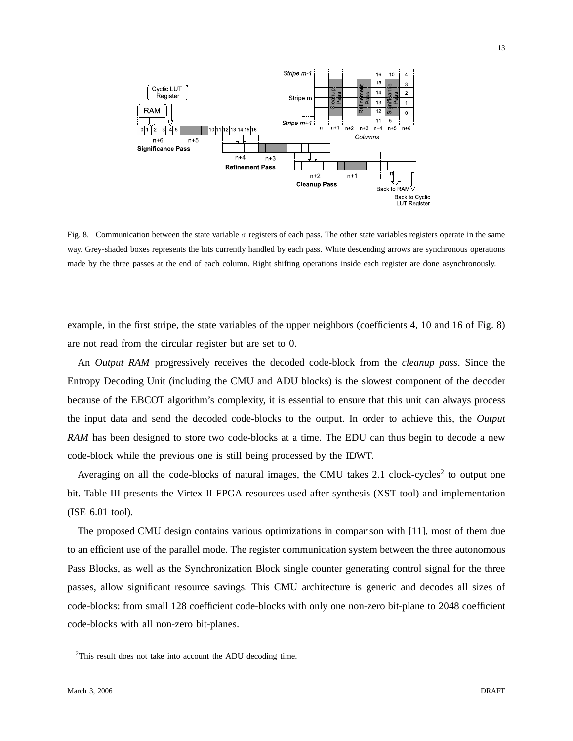Fig. 8. Communication between the state variable $\sigma$ registers of each pass. The other state variables registers operate in the same way. Grey-shaded boxes represents the bits currently handled by each pass. White descending arrows are synchronous operations made by the three passes at the end of each column. Right shifting operations inside each register are done asynchronously.

example, in the first stripe, the state variables of the upper neighbors (coefficients 4, 10 and 16 of Fig. 8) are not read from the circular register but are set to 0.

An *Output RAM* progressively receives the decoded code-block from the *cleanup pass*. Since the Entropy Decoding Unit (including the CMU and ADU blocks) is the slowest component of the decoder because of the EBCOT algorithm's complexity, it is essential to ensure that this unit can always process the input data and send the decoded code-blocks to the output. In order to achieve this, the *Output RAM* has been designed to store two code-blocks at a time. The EDU can thus begin to decode a new code-block while the previous one is still being processed by the IDWT.

Averaging on all the code-blocks of natural images, the CMU takes 2.1 clock-cycles[2] to output one bit. Table III presents the Virtex-II FPGA resources used after synthesis (XST tool) and implementation (ISE 6.01 tool).

The proposed CMU design contains various optimizations in comparison with [11], most of them due to an efficient use of the parallel mode. The register communication system between the three autonomous Pass Blocks, as well as the Synchronization Block single counter generating control signal for the three passes, allow significant resource savings. This CMU architecture is generic and decodes all sizes of code-blocks: from small 128 coefficient code-blocks with only one non-zero bit-plane to 2048 coefficient code-blocks with all non-zero bit-planes.

[2] This result does not take into account the ADU decoding time.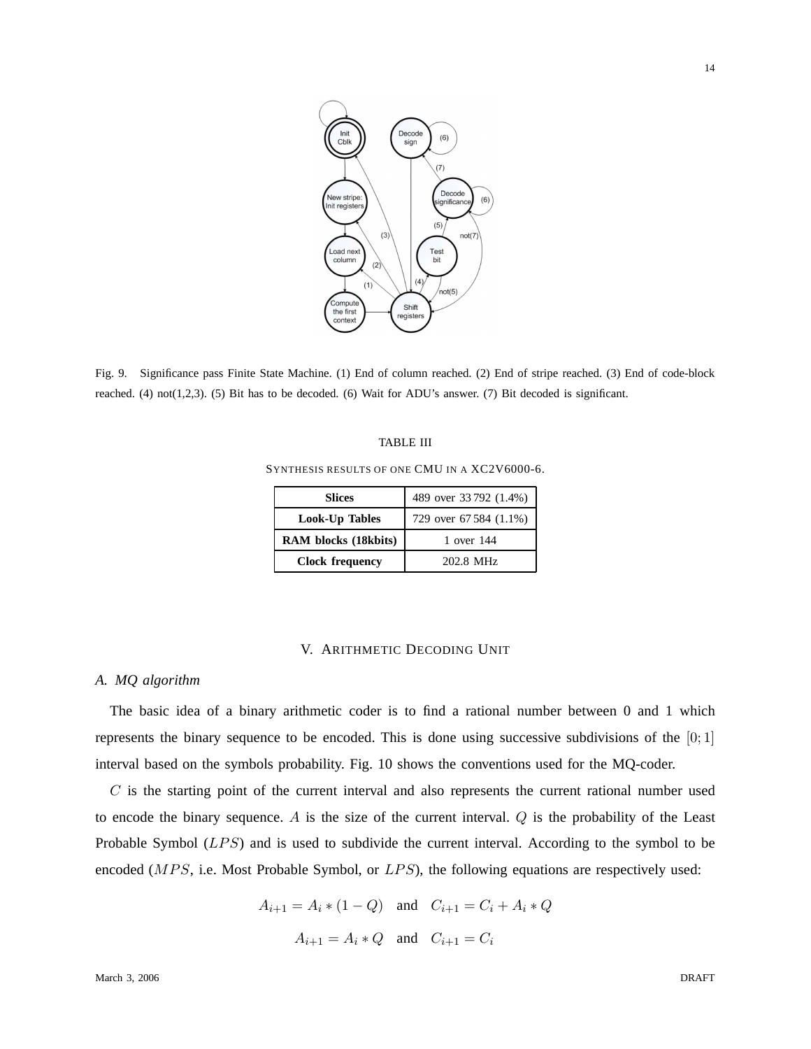Fig. 9. Significance pass Finite State Machine. (1) End of column reached. (2) End of stripe reached. (3) End of code-block reached. (4) not(1,2,3). (5) Bit has to be decoded. (6) Wait for ADU's answer. (7) Bit decoded is significant.

TABLE III

SYNTHESIS RESULTS OF ONE CMU IN A XC2V6000-6.

| **Slices** | 489 over 33 792 (1.4%) |
|---|---|
| **Look-Up Tables** | 729 over 67 584 (1.1%) |
| **RAM blocks (18kbits)** | 1 over 144 |
| **Clock frequency** | 202.8 MHz |

## V. ARITHMETIC DECODING UNIT

### A. MQ algorithm

The basic idea of a binary arithmetic coder is to find a rational number between 0 and 1 which represents the binary sequence to be encoded. This is done using successive subdivisions of the $[0;1]$ interval based on the symbols probability. Fig. 10 shows the conventions used for the MQ-coder.

$C$ is the starting point of the current interval and also represents the current rational number used to encode the binary sequence. $A$ is the size of the current interval. $Q$ is the probability of the Least Probable Symbol ($LPS$) and is used to subdivide the current interval. According to the symbol to be encoded ($MPS$, i.e. Most Probable Symbol, or $LPS$), the following equations are respectively used:

$$A_{i+1} = A_i * (1 - Q) \quad \text{and} \quad C_{i+1} = C_i + A_i * Q$$

$$A_{i+1} = A_i * Q \quad \text{and} \quad C_{i+1} = C_i$$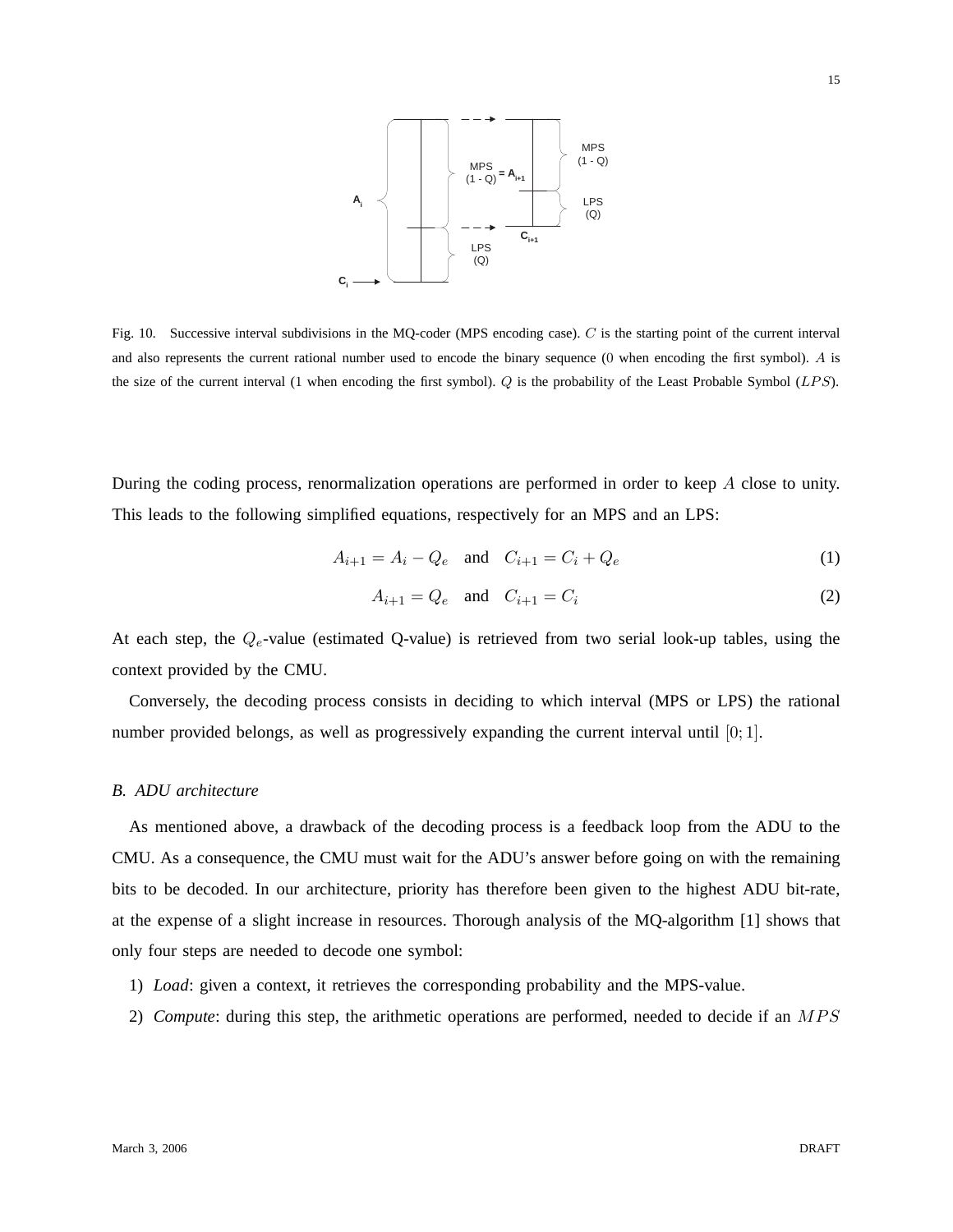Fig. 10. Successive interval subdivisions in the MQ-coder (MPS encoding case). $C$ is the starting point of the current interval and also represents the current rational number used to encode the binary sequence (0 when encoding the first symbol). $A$ is the size of the current interval (1 when encoding the first symbol). $Q$ is the probability of the Least Probable Symbol ($LPS$).

During the coding process, renormalization operations are performed in order to keep $A$ close to unity. This leads to the following simplified equations, respectively for an MPS and an LPS:

$$A_{i+1} = A_i - Q_e \quad \text{and} \quad C_{i+1} = C_i + Q_e \tag{1}$$

$$A_{i+1} = Q_e \quad \text{and} \quad C_{i+1} = C_i \tag{2}$$

At each step, the $Q_e$-value (estimated Q-value) is retrieved from two serial look-up tables, using the context provided by the CMU.

Conversely, the decoding process consists in deciding to which interval (MPS or LPS) the rational number provided belongs, as well as progressively expanding the current interval until $[0; 1]$.

### B. ADU architecture

As mentioned above, a drawback of the decoding process is a feedback loop from the ADU to the CMU. As a consequence, the CMU must wait for the ADU's answer before going on with the remaining bits to be decoded. In our architecture, priority has therefore been given to the highest ADU bit-rate, at the expense of a slight increase in resources. Thorough analysis of the MQ-algorithm [1] shows that only four steps are needed to decode one symbol:

1) *Load*: given a context, it retrieves the corresponding probability and the MPS-value.
2) *Compute*: during this step, the arithmetic operations are performed, needed to decide if an $MPS$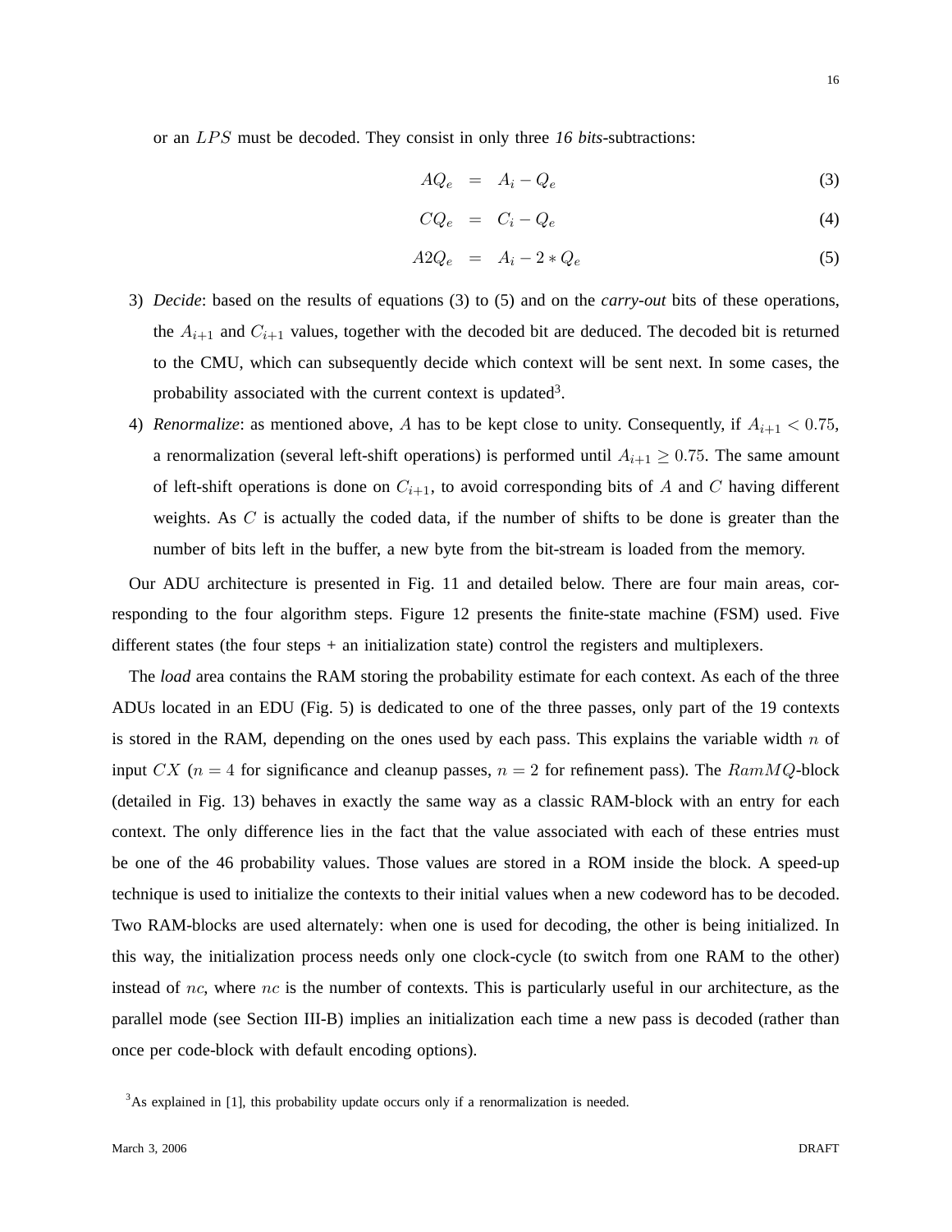or an $LPS$ must be decoded. They consist in only three *16 bits*-subtractions:

$$AQ_e = A_i - Q_e \tag{3}$$

$$CQ_e = C_i - Q_e \tag{4}$$

$$A2Q_e = A_i - 2 * Q_e \tag{5}$$

3) *Decide*: based on the results of equations (3) to (5) and on the *carry-out* bits of these operations, the $A_{i+1}$ and $C_{i+1}$ values, together with the decoded bit are deduced. The decoded bit is returned to the CMU, which can subsequently decide which context will be sent next. In some cases, the probability associated with the current context is updated[3].

4) *Renormalize*: as mentioned above, $A$ has to be kept close to unity. Consequently, if $A_{i+1} < 0.75$, a renormalization (several left-shift operations) is performed until $A_{i+1} \geq 0.75$. The same amount of left-shift operations is done on $C_{i+1}$, to avoid corresponding bits of $A$ and $C$ having different weights. As $C$ is actually the coded data, if the number of shifts to be done is greater than the number of bits left in the buffer, a new byte from the bit-stream is loaded from the memory.

Our ADU architecture is presented in Fig. 11 and detailed below. There are four main areas, corresponding to the four algorithm steps. Figure 12 presents the finite-state machine (FSM) used. Five different states (the four steps + an initialization state) control the registers and multiplexers.

The *load* area contains the RAM storing the probability estimate for each context. As each of the three ADUs located in an EDU (Fig. 5) is dedicated to one of the three passes, only part of the 19 contexts is stored in the RAM, depending on the ones used by each pass. This explains the variable width $n$ of input $CX$ ($n = 4$ for significance and cleanup passes, $n = 2$ for refinement pass). The $RamMQ$-block (detailed in Fig. 13) behaves in exactly the same way as a classic RAM-block with an entry for each context. The only difference lies in the fact that the value associated with each of these entries must be one of the 46 probability values. Those values are stored in a ROM inside the block. A speed-up technique is used to initialize the contexts to their initial values when a new codeword has to be decoded. Two RAM-blocks are used alternately: when one is used for decoding, the other is being initialized. In this way, the initialization process needs only one clock-cycle (to switch from one RAM to the other) instead of $nc$, where $nc$ is the number of contexts. This is particularly useful in our architecture, as the parallel mode (see Section III-B) implies an initialization each time a new pass is decoded (rather than once per code-block with default encoding options).

[3] As explained in [1], this probability update occurs only if a renormalization is needed.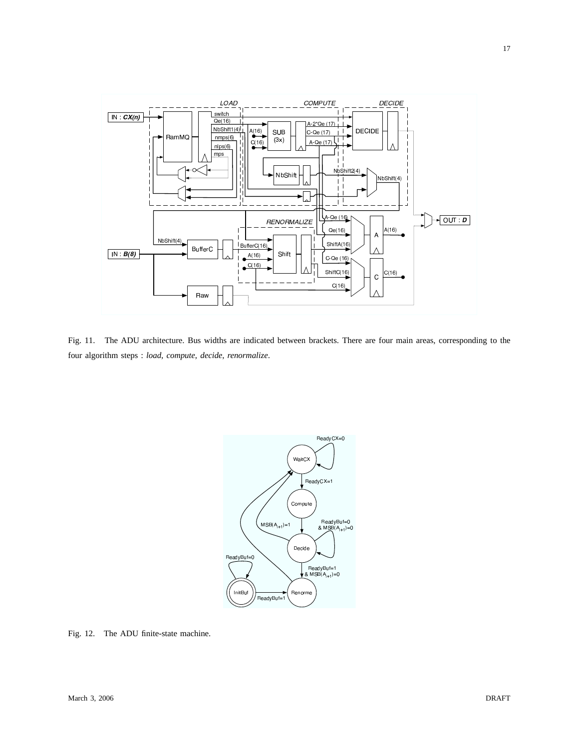Fig. 11. The ADU architecture. Bus widths are indicated between brackets. There are four main areas, corresponding to the four algorithm steps : *load*, *compute*, *decide*, *renormalize*.

Fig. 12. The ADU finite-state machine.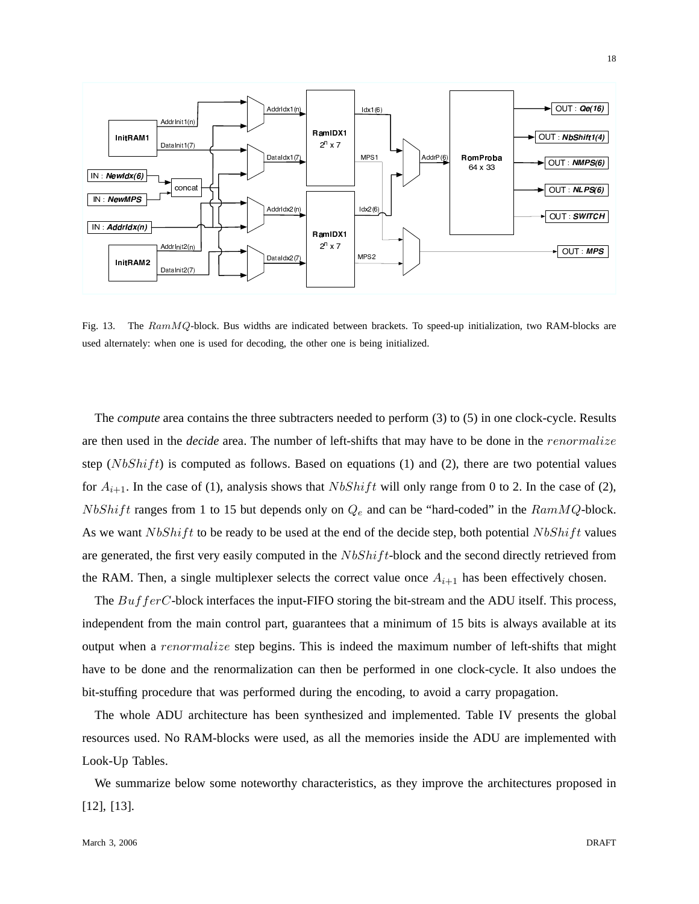Fig. 13. The $RamMQ$-block. Bus widths are indicated between brackets. To speed-up initialization, two RAM-blocks are used alternately: when one is used for decoding, the other one is being initialized.

The *compute* area contains the three subtracters needed to perform (3) to (5) in one clock-cycle. Results are then used in the *decide* area. The number of left-shifts that may have to be done in the $renormalize$ step ($NbShift$) is computed as follows. Based on equations (1) and (2), there are two potential values for $A_{i+1}$. In the case of (1), analysis shows that $NbShift$ will only range from 0 to 2. In the case of (2), $NbShift$ ranges from 1 to 15 but depends only on $Q_e$ and can be "hard-coded" in the $RamMQ$-block. As we want $NbShift$ to be ready to be used at the end of the decide step, both potential $NbShift$ values are generated, the first very easily computed in the $NbShift$-block and the second directly retrieved from the RAM. Then, a single multiplexer selects the correct value once $A_{i+1}$ has been effectively chosen.

The $BufferC$-block interfaces the input-FIFO storing the bit-stream and the ADU itself. This process, independent from the main control part, guarantees that a minimum of 15 bits is always available at its output when a $renormalize$ step begins. This is indeed the maximum number of left-shifts that might have to be done and the renormalization can then be performed in one clock-cycle. It also undoes the bit-stuffing procedure that was performed during the encoding, to avoid a carry propagation.

The whole ADU architecture has been synthesized and implemented. Table IV presents the global resources used. No RAM-blocks were used, as all the memories inside the ADU are implemented with Look-Up Tables.

We summarize below some noteworthy characteristics, as they improve the architectures proposed in [12], [13].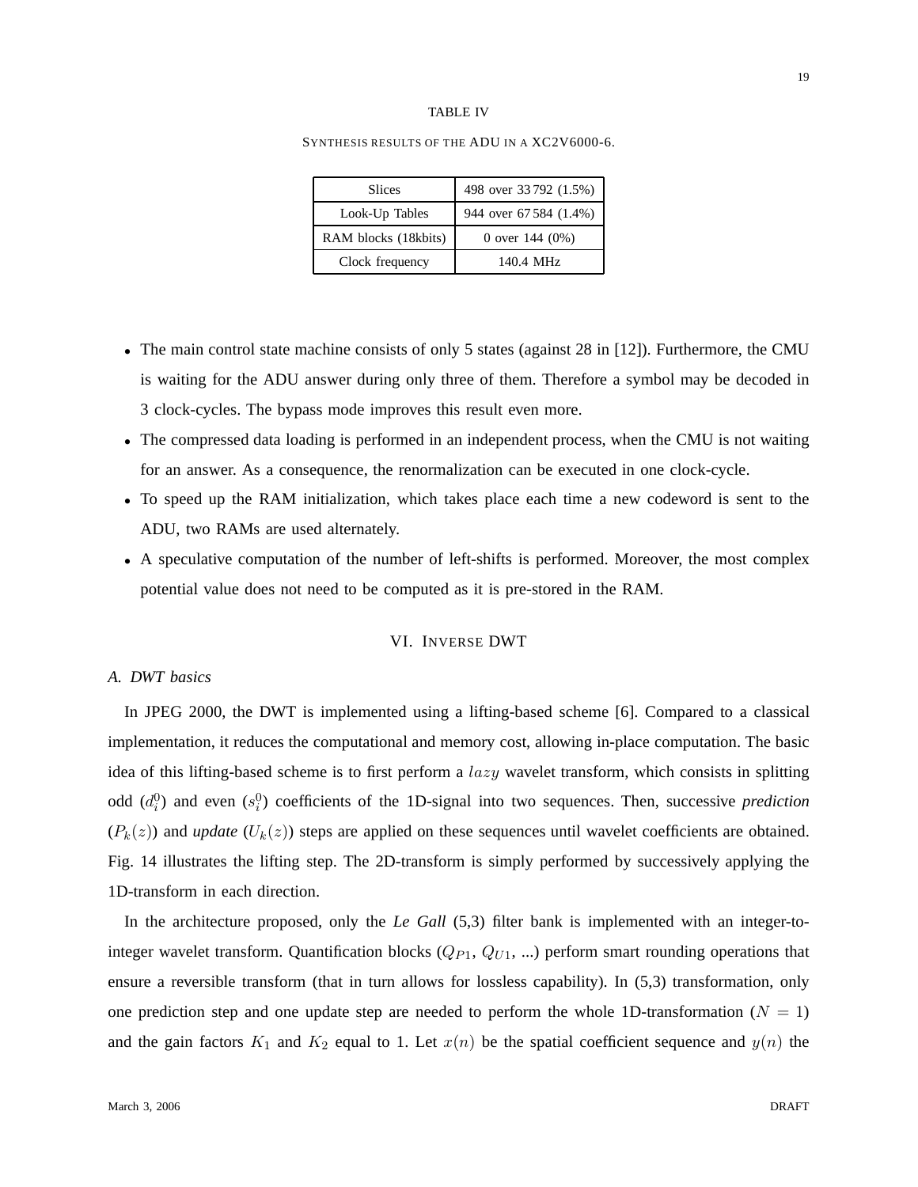TABLE IV

SYNTHESIS RESULTS OF THE ADU IN A XC2V6000-6.

| Slices | 498 over 33 792 (1.5%) |
|---|---|
| Look-Up Tables | 944 over 67 584 (1.4%) |
| RAM blocks (18kbits) | 0 over 144 (0%) |
| Clock frequency | 140.4 MHz |

- The main control state machine consists of only 5 states (against 28 in [12]). Furthermore, the CMU is waiting for the ADU answer during only three of them. Therefore a symbol may be decoded in 3 clock-cycles. The bypass mode improves this result even more.
- The compressed data loading is performed in an independent process, when the CMU is not waiting for an answer. As a consequence, the renormalization can be executed in one clock-cycle.
- To speed up the RAM initialization, which takes place each time a new codeword is sent to the ADU, two RAMs are used alternately.
- A speculative computation of the number of left-shifts is performed. Moreover, the most complex potential value does not need to be computed as it is pre-stored in the RAM.

## VI. INVERSE DWT

### A. DWT basics

In JPEG 2000, the DWT is implemented using a lifting-based scheme [6]. Compared to a classical implementation, it reduces the computational and memory cost, allowing in-place computation. The basic idea of this lifting-based scheme is to first perform a $lazy$ wavelet transform, which consists in splitting odd ($d_i^0$) and even ($s_i^0$) coefficients of the 1D-signal into two sequences. Then, successive *prediction* ($P_k(z)$) and *update* ($U_k(z)$) steps are applied on these sequences until wavelet coefficients are obtained. Fig. 14 illustrates the lifting step. The 2D-transform is simply performed by successively applying the 1D-transform in each direction.

In the architecture proposed, only the *Le Gall* (5,3) filter bank is implemented with an integer-to-integer wavelet transform. Quantification blocks ($Q_{P1}$, $Q_{U1}$, ...) perform smart rounding operations that ensure a reversible transform (that in turn allows for lossless capability). In (5,3) transformation, only one prediction step and one update step are needed to perform the whole 1D-transformation ($N = 1$) and the gain factors $K_1$ and $K_2$ equal to 1. Let $x(n)$ be the spatial coefficient sequence and $y(n)$ the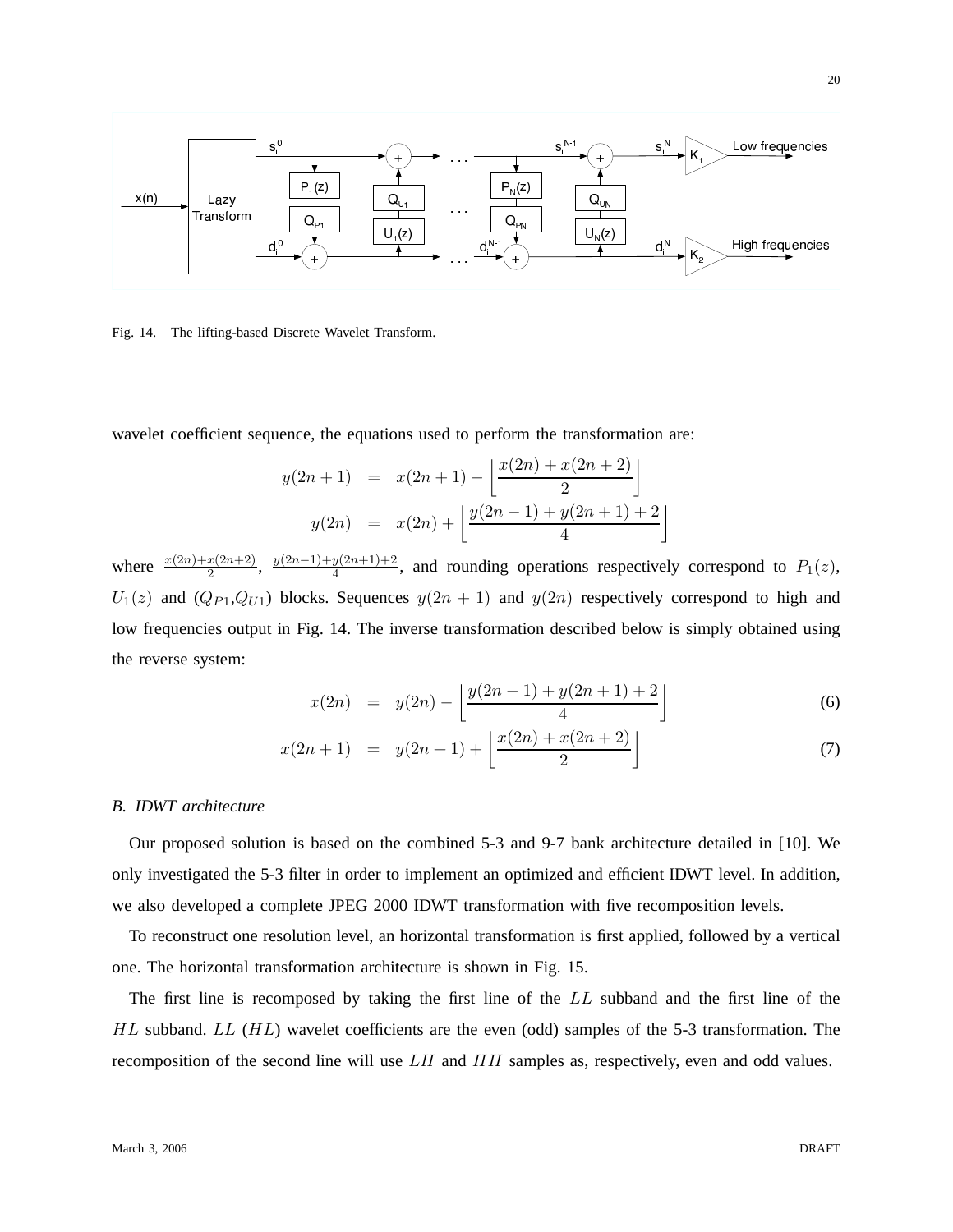Fig. 14. The lifting-based Discrete Wavelet Transform.

wavelet coefficient sequence, the equations used to perform the transformation are:

$$
\begin{aligned}
y(2n+1) &= x(2n+1) - \left\lfloor \frac{x(2n) + x(2n+2)}{2} \right\rfloor \\
y(2n) &= x(2n) + \left\lfloor \frac{y(2n-1) + y(2n+1) + 2}{4} \right\rfloor
\end{aligned}
$$

where $\frac{x(2n)+x(2n+2)}{2}$, $\frac{y(2n-1)+y(2n+1)+2}{4}$, and rounding operations respectively correspond to $P_1(z)$, $U_1(z)$ and ($Q_{P1}$,$Q_{U1}$) blocks. Sequences $y(2n+1)$ and $y(2n)$ respectively correspond to high and low frequencies output in Fig. 14. The inverse transformation described below is simply obtained using the reverse system:

$$
x(2n) = y(2n) - \left\lfloor \frac{y(2n-1) + y(2n+1) + 2}{4} \right\rfloor \tag{6}
$$

$$
x(2n+1) = y(2n+1) + \left\lfloor \frac{x(2n) + x(2n+2)}{2} \right\rfloor \tag{7}
$$

### *B. IDWT architecture*

Our proposed solution is based on the combined 5-3 and 9-7 bank architecture detailed in [10]. We only investigated the 5-3 filter in order to implement an optimized and efficient IDWT level. In addition, we also developed a complete JPEG 2000 IDWT transformation with five recomposition levels.

To reconstruct one resolution level, an horizontal transformation is first applied, followed by a vertical one. The horizontal transformation architecture is shown in Fig. 15.

The first line is recomposed by taking the first line of the $LL$ subband and the first line of the $HL$ subband. $LL$ ($HL$) wavelet coefficients are the even (odd) samples of the 5-3 transformation. The recomposition of the second line will use $LH$ and $HH$ samples as, respectively, even and odd values.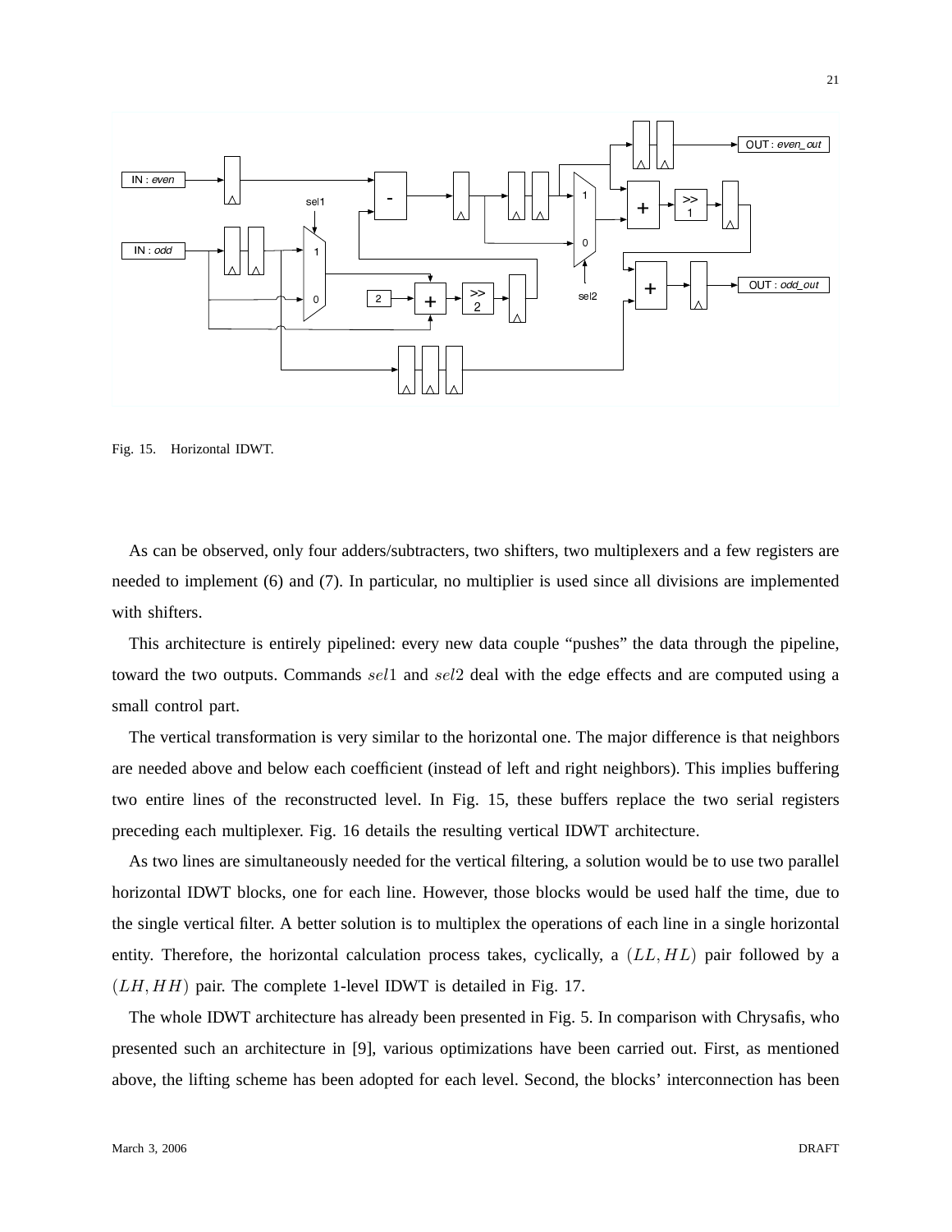Fig. 15. Horizontal IDWT.

As can be observed, only four adders/subtracters, two shifters, two multiplexers and a few registers are needed to implement (6) and (7). In particular, no multiplier is used since all divisions are implemented with shifters.

This architecture is entirely pipelined: every new data couple "pushes" the data through the pipeline, toward the two outputs. Commands $sel1$ and $sel2$ deal with the edge effects and are computed using a small control part.

The vertical transformation is very similar to the horizontal one. The major difference is that neighbors are needed above and below each coefficient (instead of left and right neighbors). This implies buffering two entire lines of the reconstructed level. In Fig. 15, these buffers replace the two serial registers preceding each multiplexer. Fig. 16 details the resulting vertical IDWT architecture.

As two lines are simultaneously needed for the vertical filtering, a solution would be to use two parallel horizontal IDWT blocks, one for each line. However, those blocks would be used half the time, due to the single vertical filter. A better solution is to multiplex the operations of each line in a single horizontal entity. Therefore, the horizontal calculation process takes, cyclically, a $(LL, HL)$ pair followed by a $(LH, HH)$ pair. The complete 1-level IDWT is detailed in Fig. 17.

The whole IDWT architecture has already been presented in Fig. 5. In comparison with Chrysafis, who presented such an architecture in [9], various optimizations have been carried out. First, as mentioned above, the lifting scheme has been adopted for each level. Second, the blocks' interconnection has been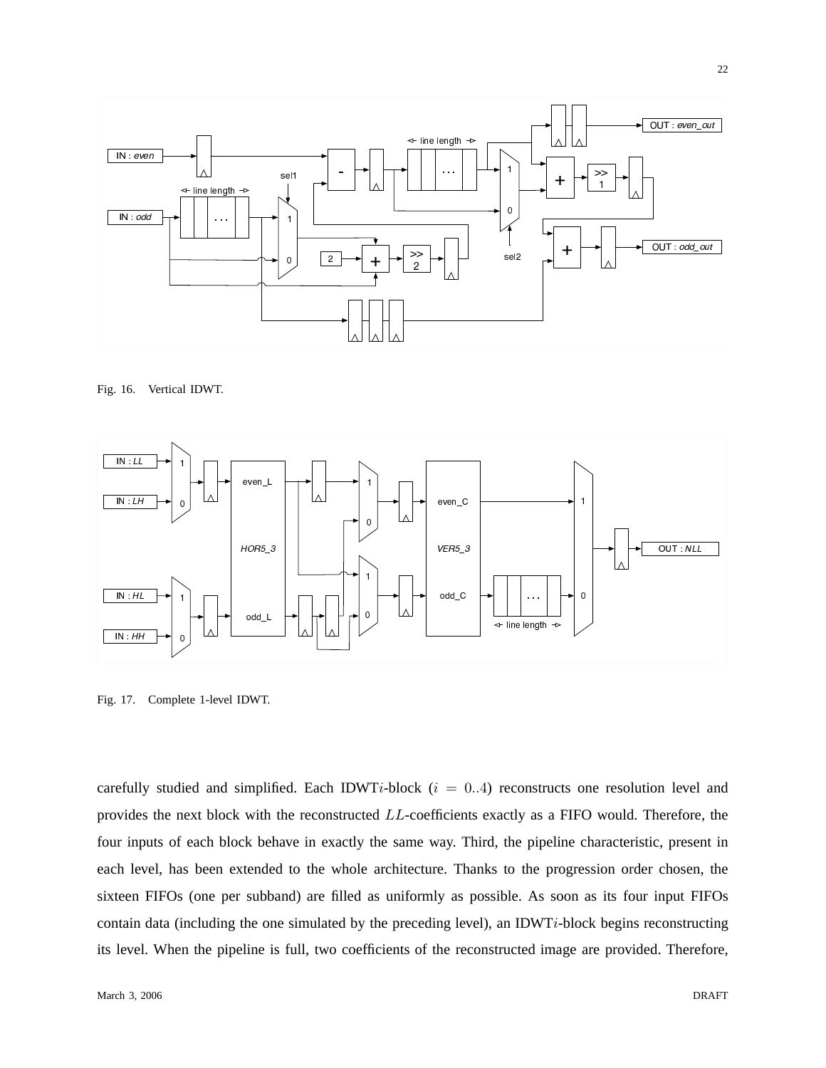Fig. 16. Vertical IDWT.

Fig. 17. Complete 1-level IDWT.

carefully studied and simplified. Each IDWT$i$-block ($i = 0..4$) reconstructs one resolution level and provides the next block with the reconstructed $LL$-coefficients exactly as a FIFO would. Therefore, the four inputs of each block behave in exactly the same way. Third, the pipeline characteristic, present in each level, has been extended to the whole architecture. Thanks to the progression order chosen, the sixteen FIFOs (one per subband) are filled as uniformly as possible. As soon as its four input FIFOs contain data (including the one simulated by the preceding level), an IDWT$i$-block begins reconstructing its level. When the pipeline is full, two coefficients of the reconstructed image are provided. Therefore,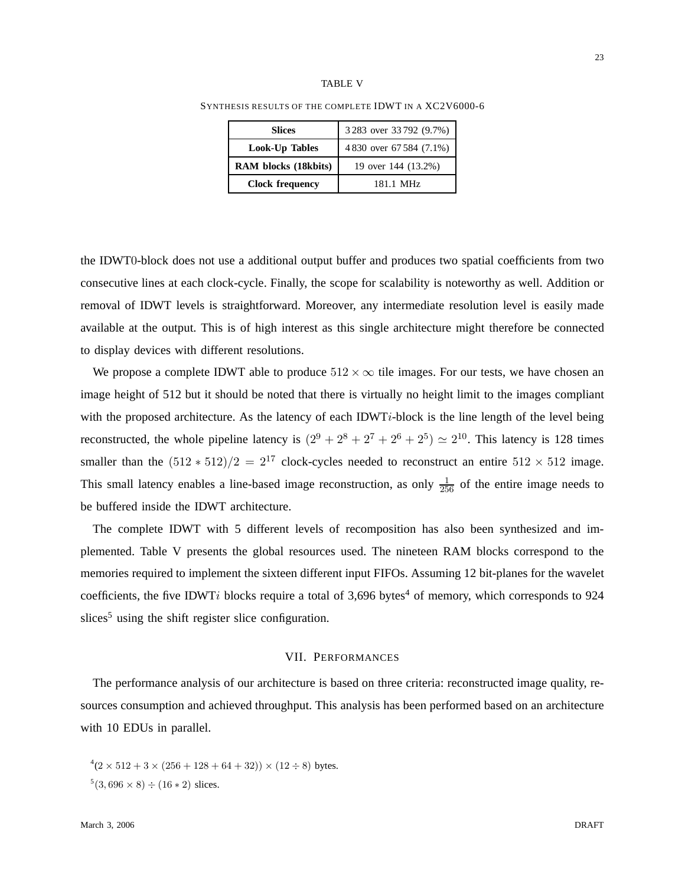TABLE V

SYNTHESIS RESULTS OF THE COMPLETE IDWT IN A XC2V6000-6

| **Slices** | 3 283 over 33 792 (9.7%) |
|---|---|
| **Look-Up Tables** | 4 830 over 67 584 (7.1%) |
| **RAM blocks (18kbits)** | 19 over 144 (13.2%) |
| **Clock frequency** | 181.1 MHz |

the IDWT0-block does not use a additional output buffer and produces two spatial coefficients from two consecutive lines at each clock-cycle. Finally, the scope for scalability is noteworthy as well. Addition or removal of IDWT levels is straightforward. Moreover, any intermediate resolution level is easily made available at the output. This is of high interest as this single architecture might therefore be connected to display devices with different resolutions.

We propose a complete IDWT able to produce $512 \times \infty$ tile images. For our tests, we have chosen an image height of 512 but it should be noted that there is virtually no height limit to the images compliant with the proposed architecture. As the latency of each IDWT$i$-block is the line length of the level being reconstructed, the whole pipeline latency is $(2^9 + 2^8 + 2^7 + 2^6 + 2^5) \simeq 2^{10}$. This latency is 128 times smaller than the $(512 * 512)/2 = 2^{17}$ clock-cycles needed to reconstruct an entire $512 \times 512$ image. This small latency enables a line-based image reconstruction, as only $\frac{1}{256}$ of the entire image needs to be buffered inside the IDWT architecture.

The complete IDWT with 5 different levels of recomposition has also been synthesized and implemented. Table V presents the global resources used. The nineteen RAM blocks correspond to the memories required to implement the sixteen different input FIFOs. Assuming 12 bit-planes for the wavelet coefficients, the five IDWT$i$ blocks require a total of 3,696 bytes[4] of memory, which corresponds to 924 slices[5] using the shift register slice configuration.

## VII. PERFORMANCES

The performance analysis of our architecture is based on three criteria: reconstructed image quality, resources consumption and achieved throughput. This analysis has been performed based on an architecture with 10 EDUs in parallel.

[4] $(2 \times 512 + 3 \times (256 + 128 + 64 + 32)) \times (12 \div 8)$ bytes.

[5] $(3,696 \times 8) \div (16 * 2)$ slices.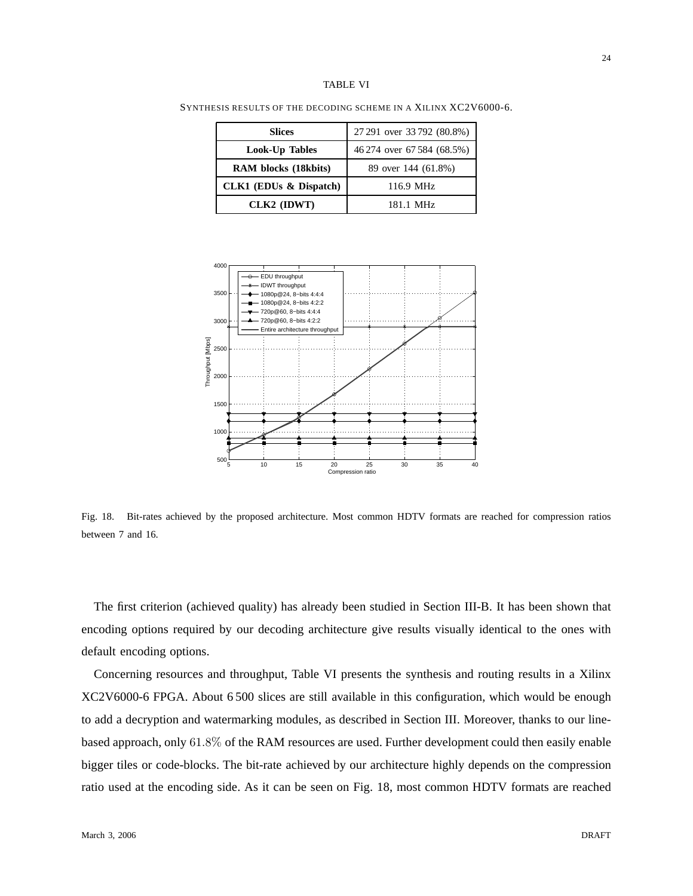TABLE VI

SYNTHESIS RESULTS OF THE DECODING SCHEME IN A XILINX XC2V6000-6.

| **Slices** | 27 291 over 33 792 (80.8%) |
|---|---|
| **Look-Up Tables** | 46 274 over 67 584 (68.5%) |
| **RAM blocks (18kbits)** | 89 over 144 (61.8%) |
| **CLK1 (EDUs & Dispatch)** | 116.9 MHz |
| **CLK2 (IDWT)** | 181.1 MHz |

Fig. 18. Bit-rates achieved by the proposed architecture. Most common HDTV formats are reached for compression ratios between 7 and 16.

The first criterion (achieved quality) has already been studied in Section III-B. It has been shown that encoding options required by our decoding architecture give results visually identical to the ones with default encoding options.

Concerning resources and throughput, Table VI presents the synthesis and routing results in a Xilinx XC2V6000-6 FPGA. About 6 500 slices are still available in this configuration, which would be enough to add a decryption and watermarking modules, as described in Section III. Moreover, thanks to our line-based approach, only $61.8\%$ of the RAM resources are used. Further development could then easily enable bigger tiles or code-blocks. The bit-rate achieved by our architecture highly depends on the compression ratio used at the encoding side. As it can be seen on Fig. 18, most common HDTV formats are reached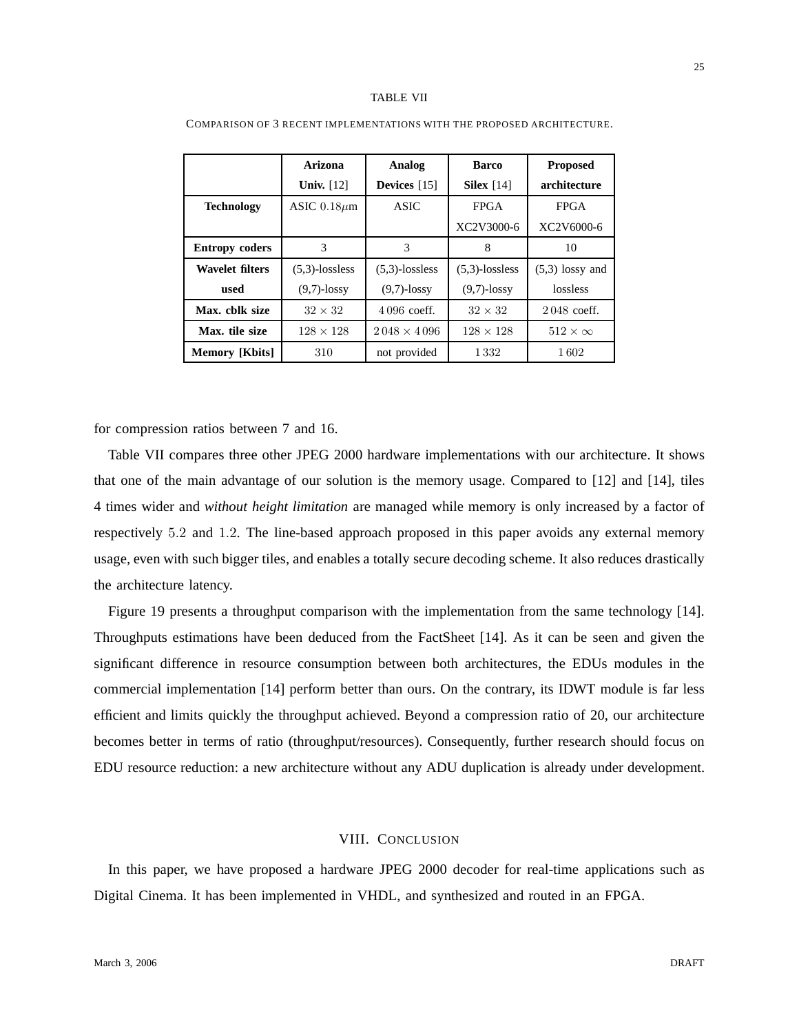TABLE VII

COMPARISON OF 3 RECENT IMPLEMENTATIONS WITH THE PROPOSED ARCHITECTURE.

| | **Arizona Univ.** [12] | **Analog Devices** [15] | **Barco Silex** [14] | **Proposed architecture** |
|---|---|---|---|---|
| **Technology** | ASIC $0.18\mu$m | ASIC | FPGA XC2V3000-6 | FPGA XC2V6000-6 |
| **Entropy coders** | 3 | 3 | 8 | 10 |
| **Wavelet filters used** | (5,3)-lossless (9,7)-lossy | (5,3)-lossless (9,7)-lossy | (5,3)-lossless (9,7)-lossy | (5,3) lossy and lossless |
| **Max. cblk size** | $32 \times 32$ | $4\,096$ coeff. | $32 \times 32$ | $2\,048$ coeff. |
| **Max. tile size** | $128 \times 128$ | $2\,048 \times 4\,096$ | $128 \times 128$ | $512 \times \infty$ |
| **Memory [Kbits]** | $310$ | not provided | $1\,332$ | $1\,602$ |

for compression ratios between 7 and 16.

Table VII compares three other JPEG 2000 hardware implementations with our architecture. It shows that one of the main advantage of our solution is the memory usage. Compared to [12] and [14], tiles 4 times wider and *without height limitation* are managed while memory is only increased by a factor of respectively $5.2$ and $1.2$. The line-based approach proposed in this paper avoids any external memory usage, even with such bigger tiles, and enables a totally secure decoding scheme. It also reduces drastically the architecture latency.

Figure 19 presents a throughput comparison with the implementation from the same technology [14]. Throughputs estimations have been deduced from the FactSheet [14]. As it can be seen and given the significant difference in resource consumption between both architectures, the EDUs modules in the commercial implementation [14] perform better than ours. On the contrary, its IDWT module is far less efficient and limits quickly the throughput achieved. Beyond a compression ratio of 20, our architecture becomes better in terms of ratio (throughput/resources). Consequently, further research should focus on EDU resource reduction: a new architecture without any ADU duplication is already under development.

## VIII. CONCLUSION

In this paper, we have proposed a hardware JPEG 2000 decoder for real-time applications such as Digital Cinema. It has been implemented in VHDL, and synthesized and routed in an FPGA.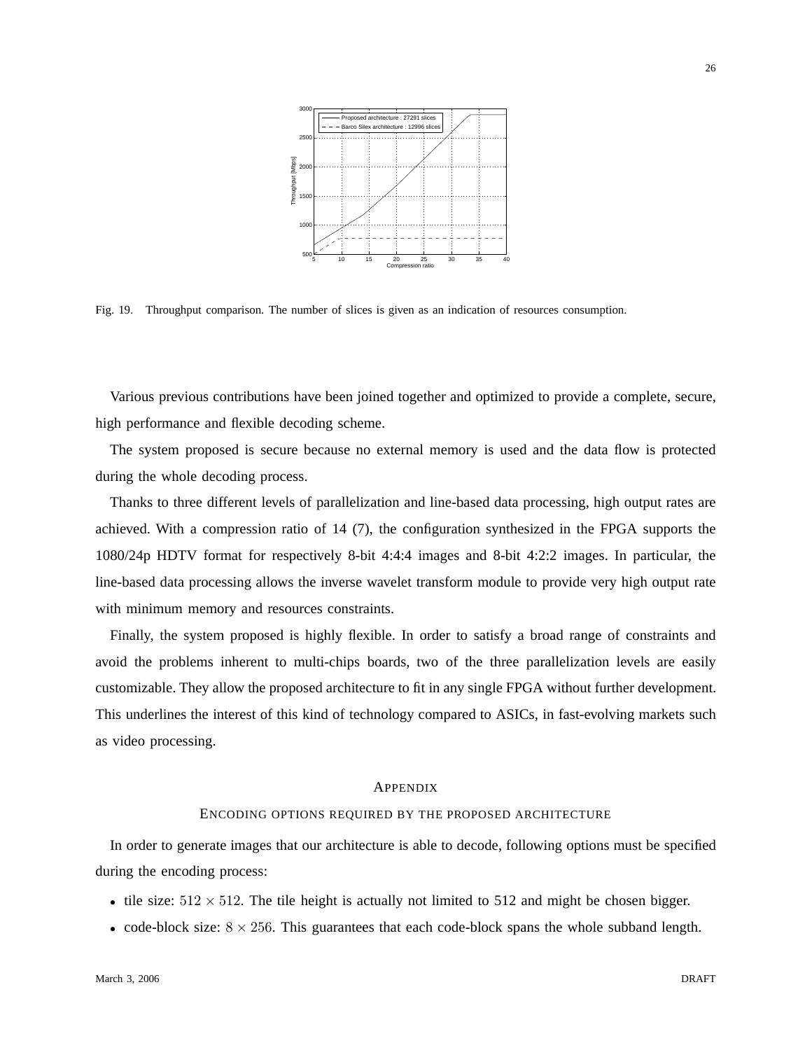Fig. 19. Throughput comparison. The number of slices is given as an indication of resources consumption.

Various previous contributions have been joined together and optimized to provide a complete, secure, high performance and flexible decoding scheme.

The system proposed is secure because no external memory is used and the data flow is protected during the whole decoding process.

Thanks to three different levels of parallelization and line-based data processing, high output rates are achieved. With a compression ratio of 14 (7), the configuration synthesized in the FPGA supports the 1080/24p HDTV format for respectively 8-bit 4:4:4 images and 8-bit 4:2:2 images. In particular, the line-based data processing allows the inverse wavelet transform module to provide very high output rate with minimum memory and resources constraints.

Finally, the system proposed is highly flexible. In order to satisfy a broad range of constraints and avoid the problems inherent to multi-chips boards, two of the three parallelization levels are easily customizable. They allow the proposed architecture to fit in any single FPGA without further development. This underlines the interest of this kind of technology compared to ASICs, in fast-evolving markets such as video processing.

## APPENDIX

### ENCODING OPTIONS REQUIRED BY THE PROPOSED ARCHITECTURE

In order to generate images that our architecture is able to decode, following options must be specified during the encoding process:

- tile size: $512 \times 512$. The tile height is actually not limited to 512 and might be chosen bigger.
- code-block size: $8 \times 256$. This guarantees that each code-block spans the whole subband length.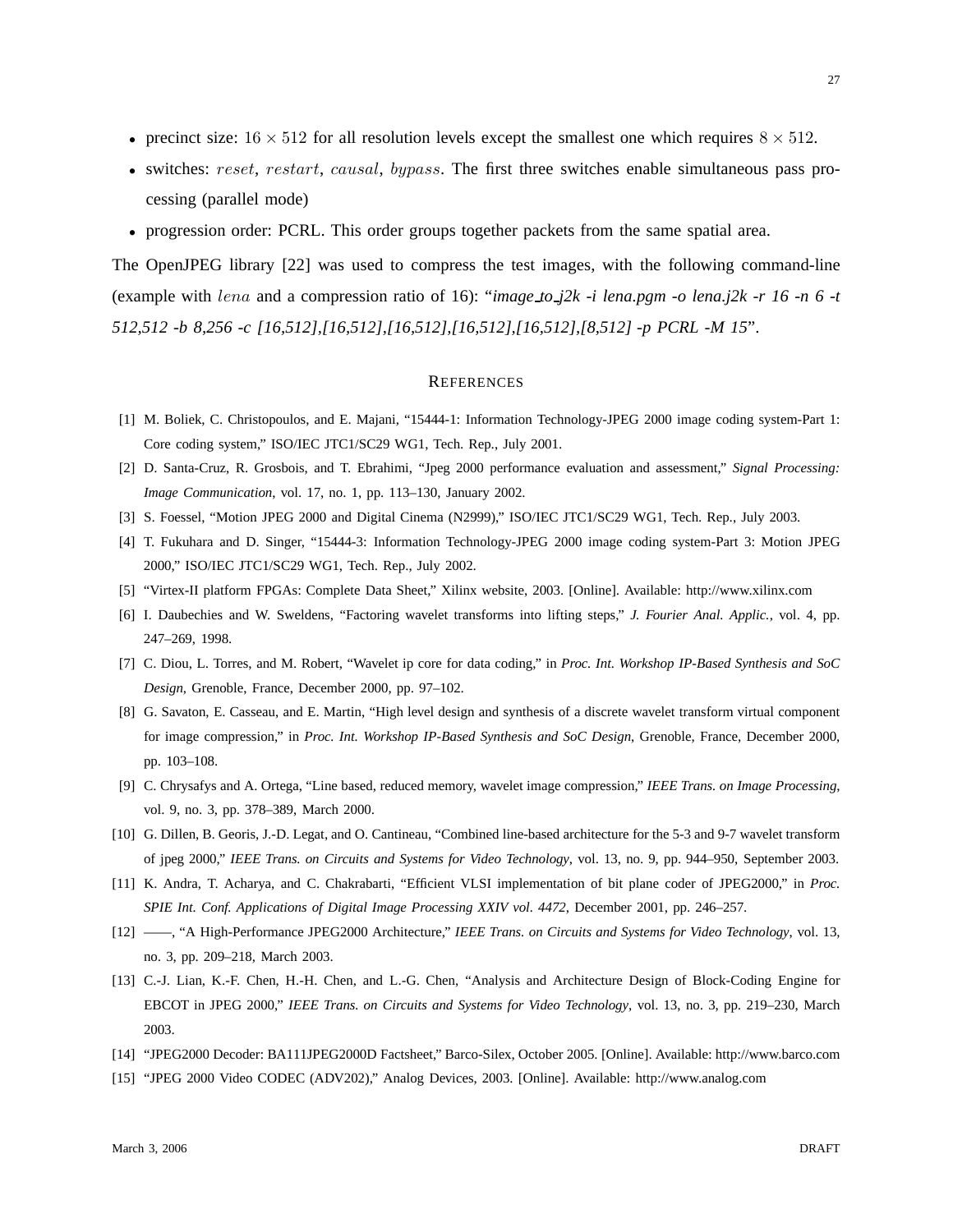- precinct size: $16 \times 512$ for all resolution levels except the smallest one which requires $8 \times 512$.
- switches: $reset$, $restart$, $causal$, $bypass$. The first three switches enable simultaneous pass processing (parallel mode)
- progression order: PCRL. This order groups together packets from the same spatial area.

The OpenJPEG library [22] was used to compress the test images, with the following command-line (example with $lena$ and a compression ratio of 16): "*image_to_j2k -i lena.pgm -o lena.j2k -r 16 -n 6 -t 512,512 -b 8,256 -c [16,512],[16,512],[16,512],[16,512],[16,512],[8,512] -p PCRL -M 15*".

## REFERENCES

[1] M. Boliek, C. Christopoulos, and E. Majani, "15444-1: Information Technology-JPEG 2000 image coding system-Part 1: Core coding system," ISO/IEC JTC1/SC29 WG1, Tech. Rep., July 2001.

[2] D. Santa-Cruz, R. Grosbois, and T. Ebrahimi, "Jpeg 2000 performance evaluation and assessment," *Signal Processing: Image Communication*, vol. 17, no. 1, pp. 113–130, January 2002.

[3] S. Foessel, "Motion JPEG 2000 and Digital Cinema (N2999)," ISO/IEC JTC1/SC29 WG1, Tech. Rep., July 2003.

[4] T. Fukuhara and D. Singer, "15444-3: Information Technology-JPEG 2000 image coding system-Part 3: Motion JPEG 2000," ISO/IEC JTC1/SC29 WG1, Tech. Rep., July 2002.

[5] "Virtex-II platform FPGAs: Complete Data Sheet," Xilinx website, 2003. [Online]. Available: http://www.xilinx.com

[6] I. Daubechies and W. Sweldens, "Factoring wavelet transforms into lifting steps," *J. Fourier Anal. Applic.*, vol. 4, pp. 247–269, 1998.

[7] C. Diou, L. Torres, and M. Robert, "Wavelet ip core for data coding," in *Proc. Int. Workshop IP-Based Synthesis and SoC Design*, Grenoble, France, December 2000, pp. 97–102.

[8] G. Savaton, E. Casseau, and E. Martin, "High level design and synthesis of a discrete wavelet transform virtual component for image compression," in *Proc. Int. Workshop IP-Based Synthesis and SoC Design*, Grenoble, France, December 2000, pp. 103–108.

[9] C. Chrysafys and A. Ortega, "Line based, reduced memory, wavelet image compression," *IEEE Trans. on Image Processing*, vol. 9, no. 3, pp. 378–389, March 2000.

[10] G. Dillen, B. Georis, J.-D. Legat, and O. Cantineau, "Combined line-based architecture for the 5-3 and 9-7 wavelet transform of jpeg 2000," *IEEE Trans. on Circuits and Systems for Video Technology*, vol. 13, no. 9, pp. 944–950, September 2003.

[11] K. Andra, T. Acharya, and C. Chakrabarti, "Efficient VLSI implementation of bit plane coder of JPEG2000," in *Proc. SPIE Int. Conf. Applications of Digital Image Processing XXIV vol. 4472*, December 2001, pp. 246–257.

[12] ——, "A High-Performance JPEG2000 Architecture," *IEEE Trans. on Circuits and Systems for Video Technology*, vol. 13, no. 3, pp. 209–218, March 2003.

[13] C.-J. Lian, K.-F. Chen, H.-H. Chen, and L.-G. Chen, "Analysis and Architecture Design of Block-Coding Engine for EBCOT in JPEG 2000," *IEEE Trans. on Circuits and Systems for Video Technology*, vol. 13, no. 3, pp. 219–230, March 2003.

[14] "JPEG2000 Decoder: BA111JPEG2000D Factsheet," Barco-Silex, October 2005. [Online]. Available: http://www.barco.com

[15] "JPEG 2000 Video CODEC (ADV202)," Analog Devices, 2003. [Online]. Available: http://www.analog.com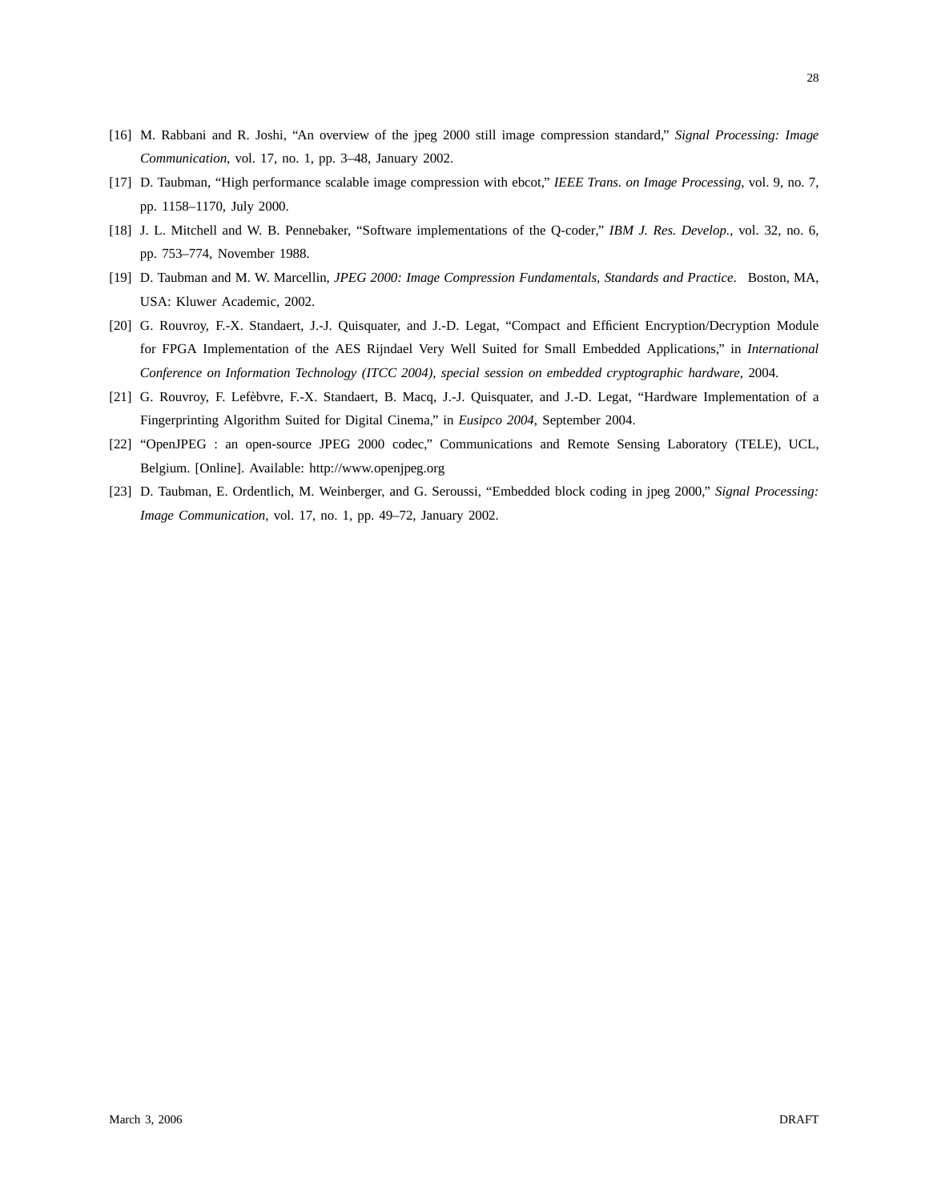[16] M. Rabbani and R. Joshi, “An overview of the jpeg 2000 still image compression standard,” *Signal Processing: Image Communication*, vol. 17, no. 1, pp. 3–48, January 2002.

[17] D. Taubman, “High performance scalable image compression with ebcot,” *IEEE Trans. on Image Processing*, vol. 9, no. 7, pp. 1158–1170, July 2000.

[18] J. L. Mitchell and W. B. Pennebaker, “Software implementations of the Q-coder,” *IBM J. Res. Develop.*, vol. 32, no. 6, pp. 753–774, November 1988.

[19] D. Taubman and M. W. Marcellin, *JPEG 2000: Image Compression Fundamentals, Standards and Practice*. Boston, MA, USA: Kluwer Academic, 2002.

[20] G. Rouvroy, F.-X. Standaert, J.-J. Quisquater, and J.-D. Legat, “Compact and Efficient Encryption/Decryption Module for FPGA Implementation of the AES Rijndael Very Well Suited for Small Embedded Applications,” in *International Conference on Information Technology (ITCC 2004), special session on embedded cryptographic hardware*, 2004.

[21] G. Rouvroy, F. Lefèbvre, F.-X. Standaert, B. Macq, J.-J. Quisquater, and J.-D. Legat, “Hardware Implementation of a Fingerprinting Algorithm Suited for Digital Cinema,” in *Eusipco 2004*, September 2004.

[22] “OpenJPEG : an open-source JPEG 2000 codec,” Communications and Remote Sensing Laboratory (TELE), UCL, Belgium. [Online]. Available: http://www.openjpeg.org

[23] D. Taubman, E. Ordentlich, M. Weinberger, and G. Seroussi, “Embedded block coding in jpeg 2000,” *Signal Processing: Image Communication*, vol. 17, no. 1, pp. 49–72, January 2002.